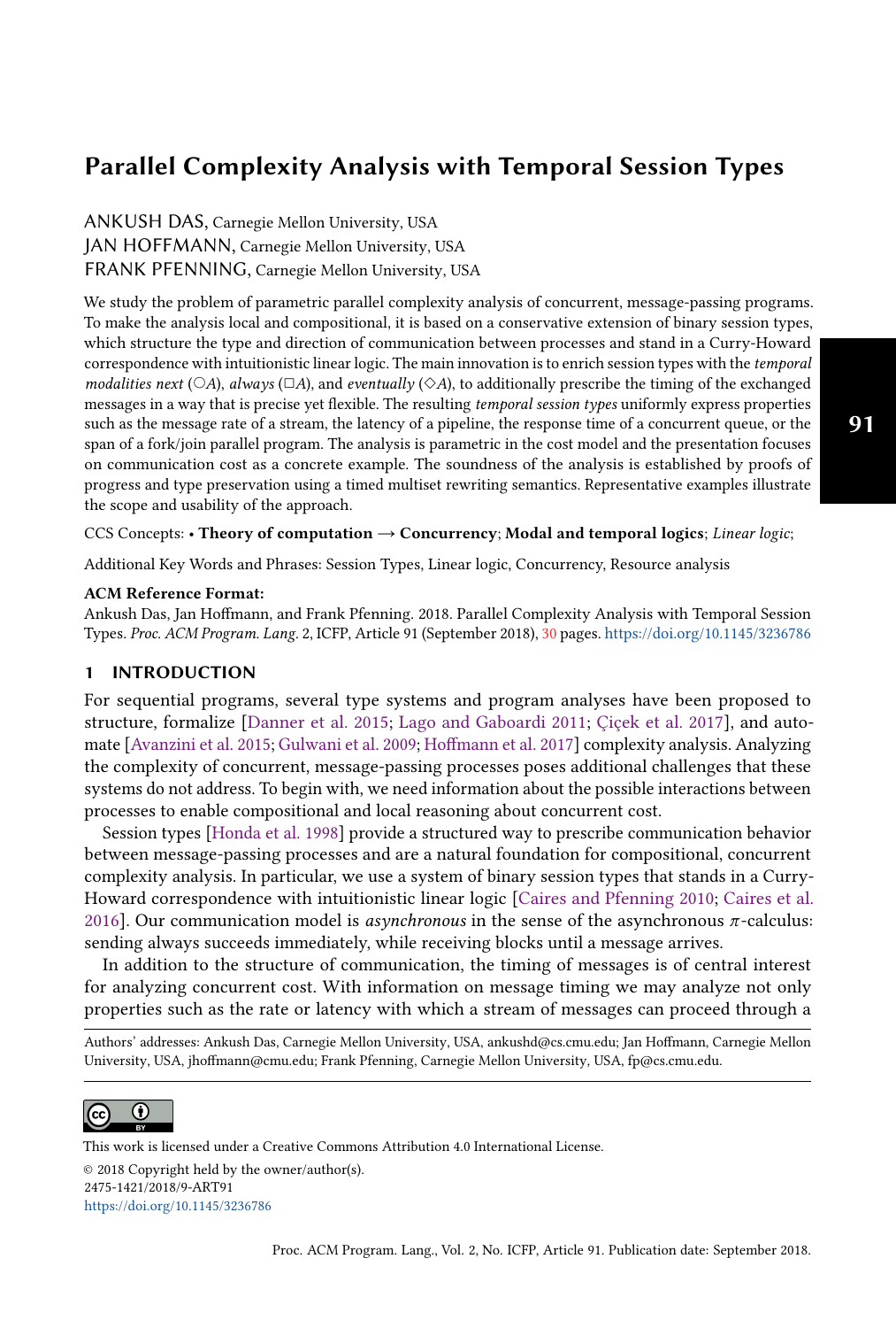# Parallel Complexity Analysis with Temporal Session Types

ANKUSH DAS, Carnegie Mellon University, USA
JAN HOFFMANN, Carnegie Mellon University, USA
FRANK PFENNING, Carnegie Mellon University, USA

We study the problem of parametric parallel complexity analysis of concurrent, message-passing programs. To make the analysis local and compositional, it is based on a conservative extension of binary session types, which structure the type and direction of communication between processes and stand in a Curry-Howard correspondence with intuitionistic linear logic. The main innovation is to enrich session types with the *temporal modalities next* ($\bigcirc A$), *always* ($\Box A$), and *eventually* ($\Diamond A$), to additionally prescribe the timing of the exchanged messages in a way that is precise yet flexible. The resulting *temporal session types* uniformly express properties such as the message rate of a stream, the latency of a pipeline, the response time of a concurrent queue, or the span of a fork/join parallel program. The analysis is parametric in the cost model and the presentation focuses on communication cost as a concrete example. The soundness of the analysis is established by proofs of progress and type preservation using a timed multiset rewriting semantics. Representative examples illustrate the scope and usability of the approach.

CCS Concepts: • **Theory of computation** → **Concurrency**; **Modal and temporal logics**; *Linear logic*;

Additional Key Words and Phrases: Session Types, Linear logic, Concurrency, Resource analysis

**ACM Reference Format:**
Ankush Das, Jan Hoffmann, and Frank Pfenning. 2018. Parallel Complexity Analysis with Temporal Session Types. *Proc. ACM Program. Lang.* 2, ICFP, Article 91 (September 2018), 30 pages. https://doi.org/10.1145/3236786

## 1 INTRODUCTION

For sequential programs, several type systems and program analyses have been proposed to structure, formalize [Danner et al. 2015; Lago and Gaboardi 2011; Çiçek et al. 2017], and automate [Avanzini et al. 2015; Gulwani et al. 2009; Hoffmann et al. 2017] complexity analysis. Analyzing the complexity of concurrent, message-passing processes poses additional challenges that these systems do not address. To begin with, we need information about the possible interactions between processes to enable compositional and local reasoning about concurrent cost.

Session types [Honda et al. 1998] provide a structured way to prescribe communication behavior between message-passing processes and are a natural foundation for compositional, concurrent complexity analysis. In particular, we use a system of binary session types that stands in a Curry-Howard correspondence with intuitionistic linear logic [Caires and Pfenning 2010; Caires et al. 2016]. Our communication model is *asynchronous* in the sense of the asynchronous $\pi$-calculus: sending always succeeds immediately, while receiving blocks until a message arrives.

In addition to the structure of communication, the timing of messages is of central interest for analyzing concurrent cost. With information on message timing we may analyze not only properties such as the rate or latency with which a stream of messages can proceed through a

Authors' addresses: Ankush Das, Carnegie Mellon University, USA, ankushd@cs.cmu.edu; Jan Hoffmann, Carnegie Mellon University, USA, jhoffmann@cmu.edu; Frank Pfenning, Carnegie Mellon University, USA, fp@cs.cmu.edu.

This work is licensed under a Creative Commons Attribution 4.0 International License.
© 2018 Copyright held by the owner/author(s).
2475-1421/2018/9-ART91
https://doi.org/10.1145/3236786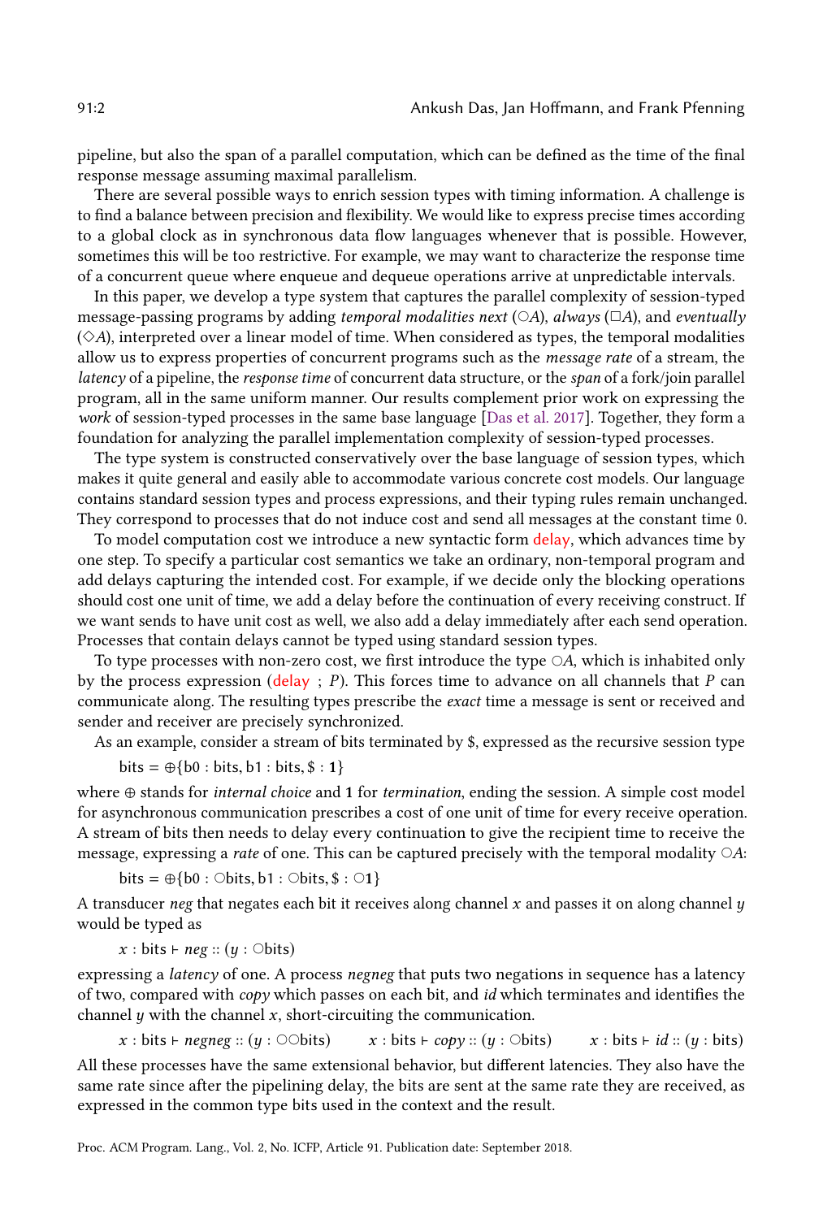pipeline, but also the span of a parallel computation, which can be defined as the time of the final response message assuming maximal parallelism.

There are several possible ways to enrich session types with timing information. A challenge is to find a balance between precision and flexibility. We would like to express precise times according to a global clock as in synchronous data flow languages whenever that is possible. However, sometimes this will be too restrictive. For example, we may want to characterize the response time of a concurrent queue where enqueue and dequeue operations arrive at unpredictable intervals.

In this paper, we develop a type system that captures the parallel complexity of session-typed message-passing programs by adding *temporal modalities next* ($\bigcirc A$), *always* ($\Box A$), and *eventually* ($\Diamond A$), interpreted over a linear model of time. When considered as types, the temporal modalities allow us to express properties of concurrent programs such as the *message rate* of a stream, the *latency* of a pipeline, the *response time* of concurrent data structure, or the *span* of a fork/join parallel program, all in the same uniform manner. Our results complement prior work on expressing the *work* of session-typed processes in the same base language [Das et al. 2017]. Together, they form a foundation for analyzing the parallel implementation complexity of session-typed processes.

The type system is constructed conservatively over the base language of session types, which makes it quite general and easily able to accommodate various concrete cost models. Our language contains standard session types and process expressions, and their typing rules remain unchanged. They correspond to processes that do not induce cost and send all messages at the constant time 0.

To model computation cost we introduce a new syntactic form delay, which advances time by one step. To specify a particular cost semantics we take an ordinary, non-temporal program and add delays capturing the intended cost. For example, if we decide only the blocking operations should cost one unit of time, we add a delay before the continuation of every receiving construct. If we want sends to have unit cost as well, we also add a delay immediately after each send operation. Processes that contain delays cannot be typed using standard session types.

To type processes with non-zero cost, we first introduce the type $\bigcirc A$, which is inhabited only by the process expression (delay ; $P$). This forces time to advance on all channels that $P$ can communicate along. The resulting types prescribe the *exact* time a message is sent or received and sender and receiver are precisely synchronized.

As an example, consider a stream of bits terminated by \$, expressed as the recursive session type

$$\mathrm{bits} = \oplus\{\mathrm{b0} : \mathrm{bits}, \mathrm{b1} : \mathrm{bits}, \$ : \mathbf{1}\}$$

where $\oplus$ stands for *internal choice* and $\mathbf{1}$ for *termination*, ending the session. A simple cost model for asynchronous communication prescribes a cost of one unit of time for every receive operation. A stream of bits then needs to delay every continuation to give the recipient time to receive the message, expressing a *rate* of one. This can be captured precisely with the temporal modality $\bigcirc A$:

$$\mathrm{bits} = \oplus\{\mathrm{b0} : \bigcirc\mathrm{bits}, \mathrm{b1} : \bigcirc\mathrm{bits}, \$ : \bigcirc\mathbf{1}\}$$

A transducer *neg* that negates each bit it receives along channel $x$ and passes it on along channel $y$ would be typed as

$$x : \mathrm{bits} \vdash \mathit{neg} :: (y : \bigcirc\mathrm{bits})$$

expressing a *latency* of one. A process *negneg* that puts two negations in sequence has a latency of two, compared with *copy* which passes on each bit, and *id* which terminates and identifies the channel $y$ with the channel $x$, short-circuiting the communication.

$$x : \mathrm{bits} \vdash \mathit{negneg} :: (y : \bigcirc\bigcirc\mathrm{bits}) \qquad x : \mathrm{bits} \vdash \mathit{copy} :: (y : \bigcirc\mathrm{bits}) \qquad x : \mathrm{bits} \vdash \mathit{id} :: (y : \mathrm{bits})$$

All these processes have the same extensional behavior, but different latencies. They also have the same rate since after the pipelining delay, the bits are sent at the same rate they are received, as expressed in the common type bits used in the context and the result.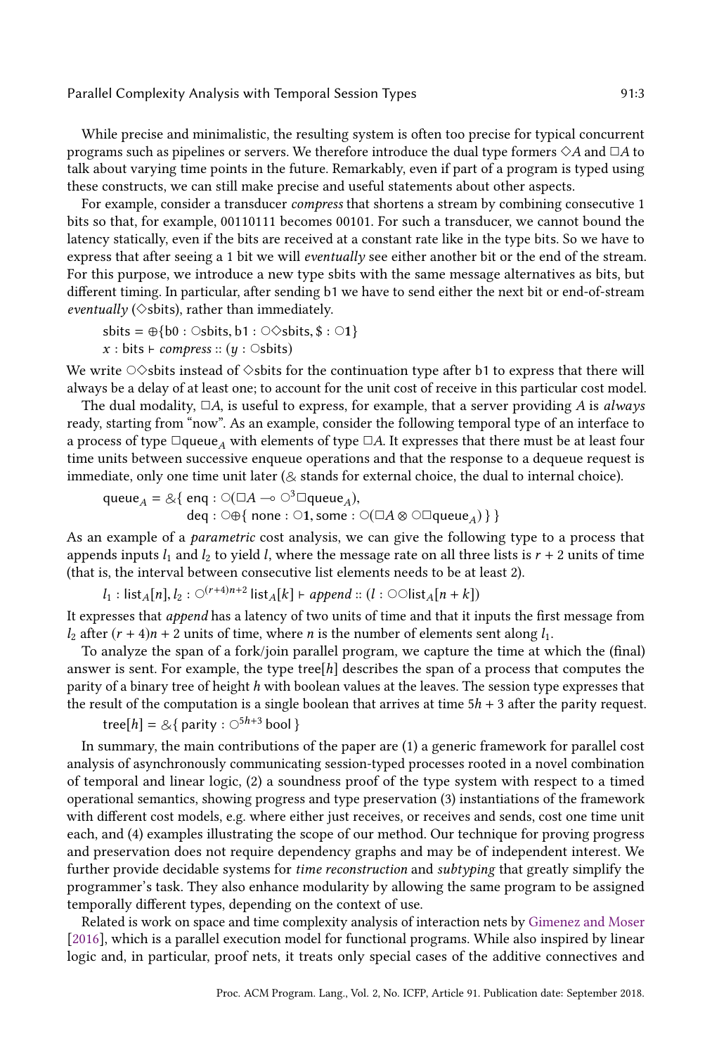While precise and minimalistic, the resulting system is often too precise for typical concurrent programs such as pipelines or servers. We therefore introduce the dual type formers $\Diamond A$ and $\Box A$ to talk about varying time points in the future. Remarkably, even if part of a program is typed using these constructs, we can still make precise and useful statements about other aspects.

For example, consider a transducer *compress* that shortens a stream by combining consecutive 1 bits so that, for example, 00110111 becomes 00101. For such a transducer, we cannot bound the latency statically, even if the bits are received at a constant rate like in the type bits. So we have to express that after seeing a 1 bit we will *eventually* see either another bit or the end of the stream. For this purpose, we introduce a new type sbits with the same message alternatives as bits, but different timing. In particular, after sending b1 we have to send either the next bit or end-of-stream *eventually* ($\Diamond$sbits), rather than immediately.

$$\mathsf{sbits} = \oplus\{\mathsf{b0} : \bigcirc\mathsf{sbits}, \mathsf{b1} : \bigcirc\Diamond\mathsf{sbits}, \$ : \bigcirc\mathbf{1}\}$$
$$x : \mathsf{bits} \vdash \mathit{compress} :: (y : \bigcirc\mathsf{sbits})$$

We write $\bigcirc\Diamond$sbits instead of $\Diamond$sbits for the continuation type after b1 to express that there will always be a delay of at least one; to account for the unit cost of receive in this particular cost model.

The dual modality, $\Box A$, is useful to express, for example, that a server providing $A$ is *always* ready, starting from "now". As an example, consider the following temporal type of an interface to a process of type $\Box\mathsf{queue}_A$ with elements of type $\Box A$. It expresses that there must be at least four time units between successive enqueue operations and that the response to a dequeue request is immediate, only one time unit later ($\&$ stands for external choice, the dual to internal choice).

$$\begin{aligned}\mathsf{queue}_A = \&\{\ &\mathsf{enq} : \bigcirc(\Box A \multimap \bigcirc^3\Box\mathsf{queue}_A),\\ &\mathsf{deq} : \bigcirc\oplus\{\ \mathsf{none} : \bigcirc\mathbf{1}, \mathsf{some} : \bigcirc(\Box A \otimes \bigcirc\Box\mathsf{queue}_A)\ \}\ \}\end{aligned}$$

As an example of a *parametric* cost analysis, we can give the following type to a process that appends inputs $l_1$ and $l_2$ to yield $l$, where the message rate on all three lists is $r + 2$ units of time (that is, the interval between consecutive list elements needs to be at least 2).

$$l_1 : \mathsf{list}_A[n], l_2 : \bigcirc^{(r+4)n+2}\,\mathsf{list}_A[k] \vdash \mathit{append} :: (l : \bigcirc\bigcirc\mathsf{list}_A[n+k])$$

It expresses that *append* has a latency of two units of time and that it inputs the first message from $l_2$ after $(r + 4)n + 2$ units of time, where $n$ is the number of elements sent along $l_1$.

To analyze the span of a fork/join parallel program, we capture the time at which the (final) answer is sent. For example, the type tree$[h]$ describes the span of a process that computes the parity of a binary tree of height $h$ with boolean values at the leaves. The session type expresses that the result of the computation is a single boolean that arrives at time $5h + 3$ after the parity request.

$$\mathsf{tree}[h] = \&\{\ \mathsf{parity} : \bigcirc^{5h+3}\,\mathsf{bool}\ \}$$

In summary, the main contributions of the paper are (1) a generic framework for parallel cost analysis of asynchronously communicating session-typed processes rooted in a novel combination of temporal and linear logic, (2) a soundness proof of the type system with respect to a timed operational semantics, showing progress and type preservation (3) instantiations of the framework with different cost models, e.g. where either just receives, or receives and sends, cost one time unit each, and (4) examples illustrating the scope of our method. Our technique for proving progress and preservation does not require dependency graphs and may be of independent interest. We further provide decidable systems for *time reconstruction* and *subtyping* that greatly simplify the programmer's task. They also enhance modularity by allowing the same program to be assigned temporally different types, depending on the context of use.

Related is work on space and time complexity analysis of interaction nets by Gimenez and Moser [2016], which is a parallel execution model for functional programs. While also inspired by linear logic and, in particular, proof nets, it treats only special cases of the additive connectives and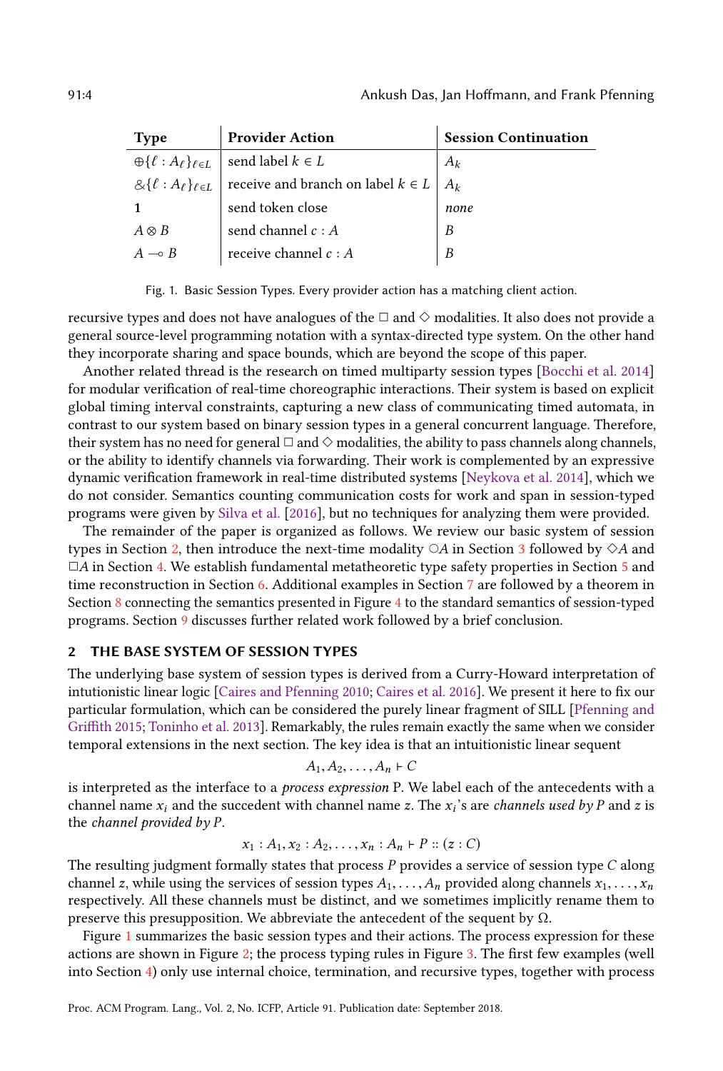| Type | Provider Action | Session Continuation |
|---|---|---|
| $\oplus\{\ell : A_\ell\}_{\ell \in L}$ | send label $k \in L$ | $A_k$ |
| $\&\{\ell : A_\ell\}_{\ell \in L}$ | receive and branch on label $k \in L$ | $A_k$ |
| $\mathbf{1}$ | send token close | *none* |
| $A \otimes B$ | send channel $c : A$ | $B$ |
| $A \multimap B$ | receive channel $c : A$ | $B$ |

Fig. 1. Basic Session Types. Every provider action has a matching client action.

recursive types and does not have analogues of the $\Box$ and $\Diamond$ modalities. It also does not provide a general source-level programming notation with a syntax-directed type system. On the other hand they incorporate sharing and space bounds, which are beyond the scope of this paper.

Another related thread is the research on timed multiparty session types [Bocchi et al. 2014] for modular verification of real-time choreographic interactions. Their system is based on explicit global timing interval constraints, capturing a new class of communicating timed automata, in contrast to our system based on binary session types in a general concurrent language. Therefore, their system has no need for general $\Box$ and $\Diamond$ modalities, the ability to pass channels along channels, or the ability to identify channels via forwarding. Their work is complemented by an expressive dynamic verification framework in real-time distributed systems [Neykova et al. 2014], which we do not consider. Semantics counting communication costs for work and span in session-typed programs were given by Silva et al. [2016], but no techniques for analyzing them were provided.

The remainder of the paper is organized as follows. We review our basic system of session types in Section 2, then introduce the next-time modality $\bigcirc A$ in Section 3 followed by $\Diamond A$ and $\Box A$ in Section 4. We establish fundamental metatheoretic type safety properties in Section 5 and time reconstruction in Section 6. Additional examples in Section 7 are followed by a theorem in Section 8 connecting the semantics presented in Figure 4 to the standard semantics of session-typed programs. Section 9 discusses further related work followed by a brief conclusion.

## 2 THE BASE SYSTEM OF SESSION TYPES

The underlying base system of session types is derived from a Curry-Howard interpretation of intutionistic linear logic [Caires and Pfenning 2010; Caires et al. 2016]. We present it here to fix our particular formulation, which can be considered the purely linear fragment of SILL [Pfenning and Griffith 2015; Toninho et al. 2013]. Remarkably, the rules remain exactly the same when we consider temporal extensions in the next section. The key idea is that an intuitionistic linear sequent

$$A_1, A_2, \ldots, A_n \vdash C$$

is interpreted as the interface to a *process expression* P. We label each of the antecedents with a channel name $x_i$ and the succedent with channel name $z$. The $x_i$'s are *channels used by P* and $z$ is the *channel provided by P*.

$$x_1 : A_1, x_2 : A_2, \ldots, x_n : A_n \vdash P :: (z : C)$$

The resulting judgment formally states that process $P$ provides a service of session type $C$ along channel $z$, while using the services of session types $A_1, \ldots, A_n$ provided along channels $x_1, \ldots, x_n$ respectively. All these channels must be distinct, and we sometimes implicitly rename them to preserve this presupposition. We abbreviate the antecedent of the sequent by $\Omega$.

Figure 1 summarizes the basic session types and their actions. The process expression for these actions are shown in Figure 2; the process typing rules in Figure 3. The first few examples (well into Section 4) only use internal choice, termination, and recursive types, together with process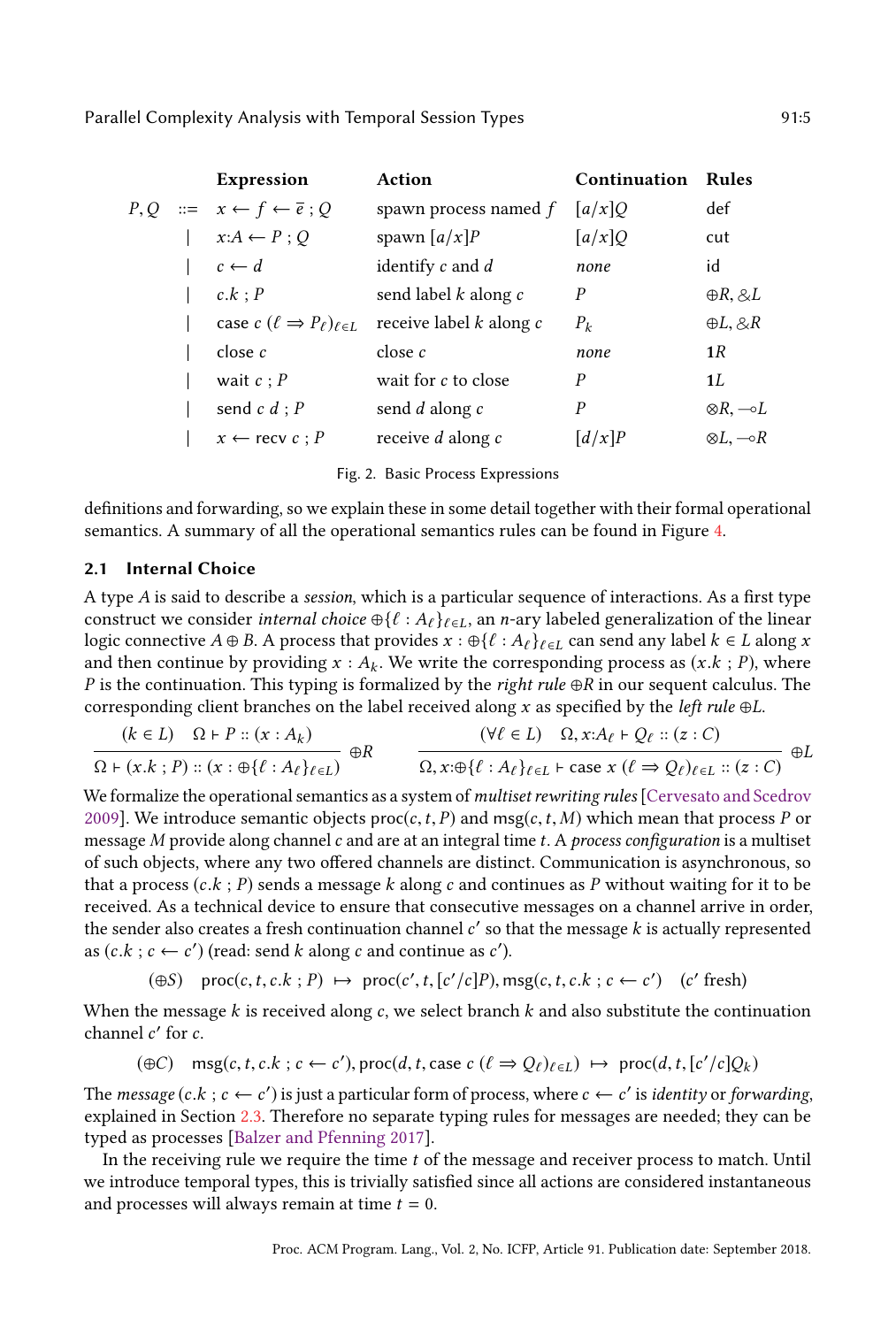| | | Expression | Action | Continuation | Rules |
|---|---|---|---|---|---|
| $P, Q$ | $::=$ | $x \leftarrow f \leftarrow \overline{e}\ ;\ Q$ | spawn process named $f$ | $[a/x]Q$ | def |
| | $\mid$ | $x{:}A \leftarrow P\ ;\ Q$ | spawn $[a/x]P$ | $[a/x]Q$ | cut |
| | $\mid$ | $c \leftarrow d$ | identify $c$ and $d$ | *none* | id |
| | $\mid$ | $c.k\ ;\ P$ | send label $k$ along $c$ | $P$ | $\oplus R$, $\&L$ |
| | $\mid$ | $\mathsf{case}\ c\ (\ell \Rightarrow P_\ell)_{\ell \in L}$ | receive label $k$ along $c$ | $P_k$ | $\oplus L$, $\&R$ |
| | $\mid$ | $\mathsf{close}\ c$ | close $c$ | *none* | $\mathbf{1}R$ |
| | $\mid$ | $\mathsf{wait}\ c\ ;\ P$ | wait for $c$ to close | $P$ | $\mathbf{1}L$ |
| | $\mid$ | $\mathsf{send}\ c\ d\ ;\ P$ | send $d$ along $c$ | $P$ | $\otimes R$, $\multimap L$ |
| | $\mid$ | $x \leftarrow \mathsf{recv}\ c\ ;\ P$ | receive $d$ along $c$ | $[d/x]P$ | $\otimes L$, $\multimap R$ |

Fig. 2. Basic Process Expressions

definitions and forwarding, so we explain these in some detail together with their formal operational semantics. A summary of all the operational semantics rules can be found in Figure 4.

## 2.1 Internal Choice

A type $A$ is said to describe a *session*, which is a particular sequence of interactions. As a first type construct we consider *internal choice* $\oplus\{\ell : A_\ell\}_{\ell \in L}$, an $n$-ary labeled generalization of the linear logic connective $A \oplus B$. A process that provides $x : \oplus\{\ell : A_\ell\}_{\ell \in L}$ can send any label $k \in L$ along $x$ and then continue by providing $x : A_k$. We write the corresponding process as $(x.k\ ;\ P)$, where $P$ is the continuation. This typing is formalized by the *right rule* $\oplus R$ in our sequent calculus. The corresponding client branches on the label received along $x$ as specified by the *left rule* $\oplus L$.

$$
\frac{(k \in L) \quad \Omega \vdash P :: (x : A_k)}{\Omega \vdash (x.k\ ;\ P) :: (x : \oplus\{\ell : A_\ell\}_{\ell \in L})}\ \oplus R
\qquad
\frac{(\forall \ell \in L) \quad \Omega, x{:}A_\ell \vdash Q_\ell :: (z : C)}{\Omega, x{:}\oplus\{\ell : A_\ell\}_{\ell \in L} \vdash \mathsf{case}\ x\ (\ell \Rightarrow Q_\ell)_{\ell \in L} :: (z : C)}\ \oplus L
$$

We formalize the operational semantics as a system of *multiset rewriting rules* [Cervesato and Scedrov 2009]. We introduce semantic objects $\mathsf{proc}(c, t, P)$ and $\mathsf{msg}(c, t, M)$ which mean that process $P$ or message $M$ provide along channel $c$ and are at an integral time $t$. A *process configuration* is a multiset of such objects, where any two offered channels are distinct. Communication is asynchronous, so that a process $(c.k\ ;\ P)$ sends a message $k$ along $c$ and continues as $P$ without waiting for it to be received. As a technical device to ensure that consecutive messages on a channel arrive in order, the sender also creates a fresh continuation channel $c'$ so that the message $k$ is actually represented as $(c.k\ ;\ c \leftarrow c')$ (read: send $k$ along $c$ and continue as $c'$).

$$
(\oplus S) \quad \mathsf{proc}(c, t, c.k\ ;\ P) \ \mapsto\ \mathsf{proc}(c', t, [c'/c]P), \mathsf{msg}(c, t, c.k\ ;\ c \leftarrow c') \quad (c' \text{ fresh})
$$

When the message $k$ is received along $c$, we select branch $k$ and also substitute the continuation channel $c'$ for $c$.

$$
(\oplus C) \quad \mathsf{msg}(c, t, c.k\ ;\ c \leftarrow c'), \mathsf{proc}(d, t, \mathsf{case}\ c\ (\ell \Rightarrow Q_\ell)_{\ell \in L}) \ \mapsto\ \mathsf{proc}(d, t, [c'/c]Q_k)
$$

The *message* $(c.k\ ;\ c \leftarrow c')$ is just a particular form of process, where $c \leftarrow c'$ is *identity* or *forwarding*, explained in Section 2.3. Therefore no separate typing rules for messages are needed; they can be typed as processes [Balzer and Pfenning 2017].

In the receiving rule we require the time $t$ of the message and receiver process to match. Until we introduce temporal types, this is trivially satisfied since all actions are considered instantaneous and processes will always remain at time $t = 0$.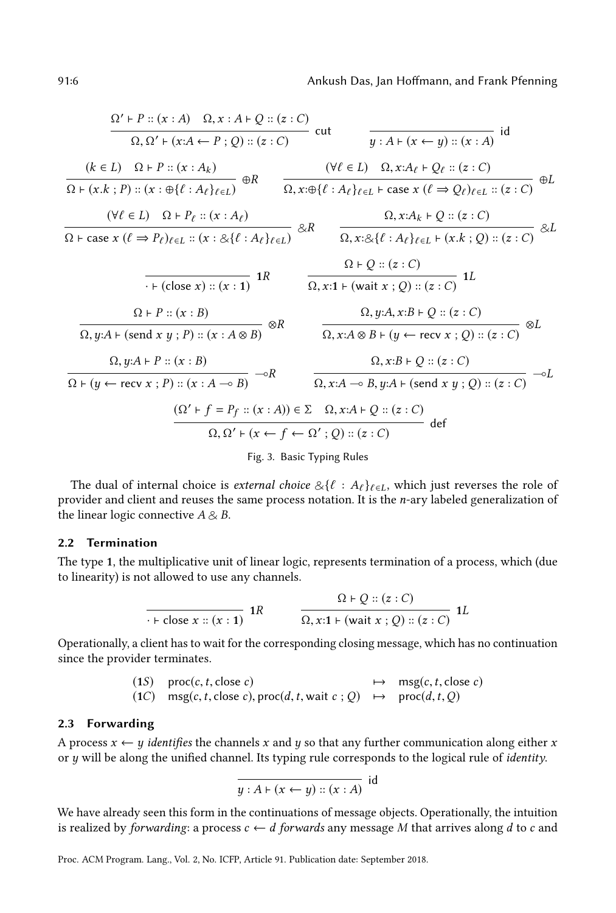$$\frac{\Omega' \vdash P :: (x : A) \quad \Omega, x : A \vdash Q :: (z : C)}{\Omega, \Omega' \vdash (x{:}A \leftarrow P \; ; \; Q) :: (z : C)} \text{ cut} \qquad \frac{}{y : A \vdash (x \leftarrow y) :: (x : A)} \text{ id}$$

$$\frac{(k \in L) \quad \Omega \vdash P :: (x : A_k)}{\Omega \vdash (x.k \; ; \; P) :: (x : \oplus\{\ell : A_\ell\}_{\ell \in L})} \oplus R \qquad \frac{(\forall \ell \in L) \quad \Omega, x{:}A_\ell \vdash Q_\ell :: (z : C)}{\Omega, x{:}\oplus\{\ell : A_\ell\}_{\ell \in L} \vdash \text{case } x \; (\ell \Rightarrow Q_\ell)_{\ell \in L} :: (z : C)} \oplus L$$

$$\frac{(\forall \ell \in L) \quad \Omega \vdash P_\ell :: (x : A_\ell)}{\Omega \vdash \text{case } x \; (\ell \Rightarrow P_\ell)_{\ell \in L} :: (x : \&\{\ell : A_\ell\}_{\ell \in L})} \& R \qquad \frac{\Omega, x{:}A_k \vdash Q :: (z : C)}{\Omega, x{:}\&\{\ell : A_\ell\}_{\ell \in L} \vdash (x.k \; ; \; Q) :: (z : C)} \& L$$

$$\frac{}{\cdot \vdash (\text{close } x) :: (x : \mathbf{1})} \mathbf{1}R \qquad \frac{\Omega \vdash Q :: (z : C)}{\Omega, x{:}\mathbf{1} \vdash (\text{wait } x \; ; \; Q) :: (z : C)} \mathbf{1}L$$

$$\frac{\Omega \vdash P :: (x : B)}{\Omega, y{:}A \vdash (\text{send } x \; y \; ; \; P) :: (x : A \otimes B)} \otimes R \qquad \frac{\Omega, y{:}A, x{:}B \vdash Q :: (z : C)}{\Omega, x{:}A \otimes B \vdash (y \leftarrow \text{recv } x \; ; \; Q) :: (z : C)} \otimes L$$

$$\frac{\Omega, y{:}A \vdash P :: (x : B)}{\Omega \vdash (y \leftarrow \text{recv } x \; ; \; P) :: (x : A \multimap B)} \multimap R \qquad \frac{\Omega, x{:}B \vdash Q :: (z : C)}{\Omega, x{:}A \multimap B, y{:}A \vdash (\text{send } x \; y \; ; \; Q) :: (z : C)} \multimap L$$

$$\frac{(\Omega' \vdash f = P_f :: (x : A)) \in \Sigma \quad \Omega, x{:}A \vdash Q :: (z : C)}{\Omega, \Omega' \vdash (x \leftarrow f \leftarrow \Omega' \; ; \; Q) :: (z : C)} \text{ def}$$

Fig. 3. Basic Typing Rules

The dual of internal choice is *external choice* $\&\{\ell : A_\ell\}_{\ell \in L}$, which just reverses the role of provider and client and reuses the same process notation. It is the $n$-ary labeled generalization of the linear logic connective $A \& B$.

## 2.2 Termination

The type $\mathbf{1}$, the multiplicative unit of linear logic, represents termination of a process, which (due to linearity) is not allowed to use any channels.

$$\frac{}{\cdot \vdash \text{close } x :: (x : \mathbf{1})} \mathbf{1}R \qquad \frac{\Omega \vdash Q :: (z : C)}{\Omega, x{:}\mathbf{1} \vdash (\text{wait } x \; ; \; Q) :: (z : C)} \mathbf{1}L$$

Operationally, a client has to wait for the corresponding closing message, which has no continuation since the provider terminates.

$$\begin{array}{lll} (\mathbf{1}S) & \text{proc}(c, t, \text{close } c) & \mapsto \quad \text{msg}(c, t, \text{close } c) \\ (\mathbf{1}C) & \text{msg}(c, t, \text{close } c), \text{proc}(d, t, \text{wait } c \; ; \; Q) & \mapsto \quad \text{proc}(d, t, Q) \end{array}$$

## 2.3 Forwarding

A process $x \leftarrow y$ *identifies* the channels $x$ and $y$ so that any further communication along either $x$ or $y$ will be along the unified channel. Its typing rule corresponds to the logical rule of *identity*.

$$\frac{}{y : A \vdash (x \leftarrow y) :: (x : A)} \text{ id}$$

We have already seen this form in the continuations of message objects. Operationally, the intuition is realized by *forwarding*: a process $c \leftarrow d$ *forwards* any message $M$ that arrives along $d$ to $c$ and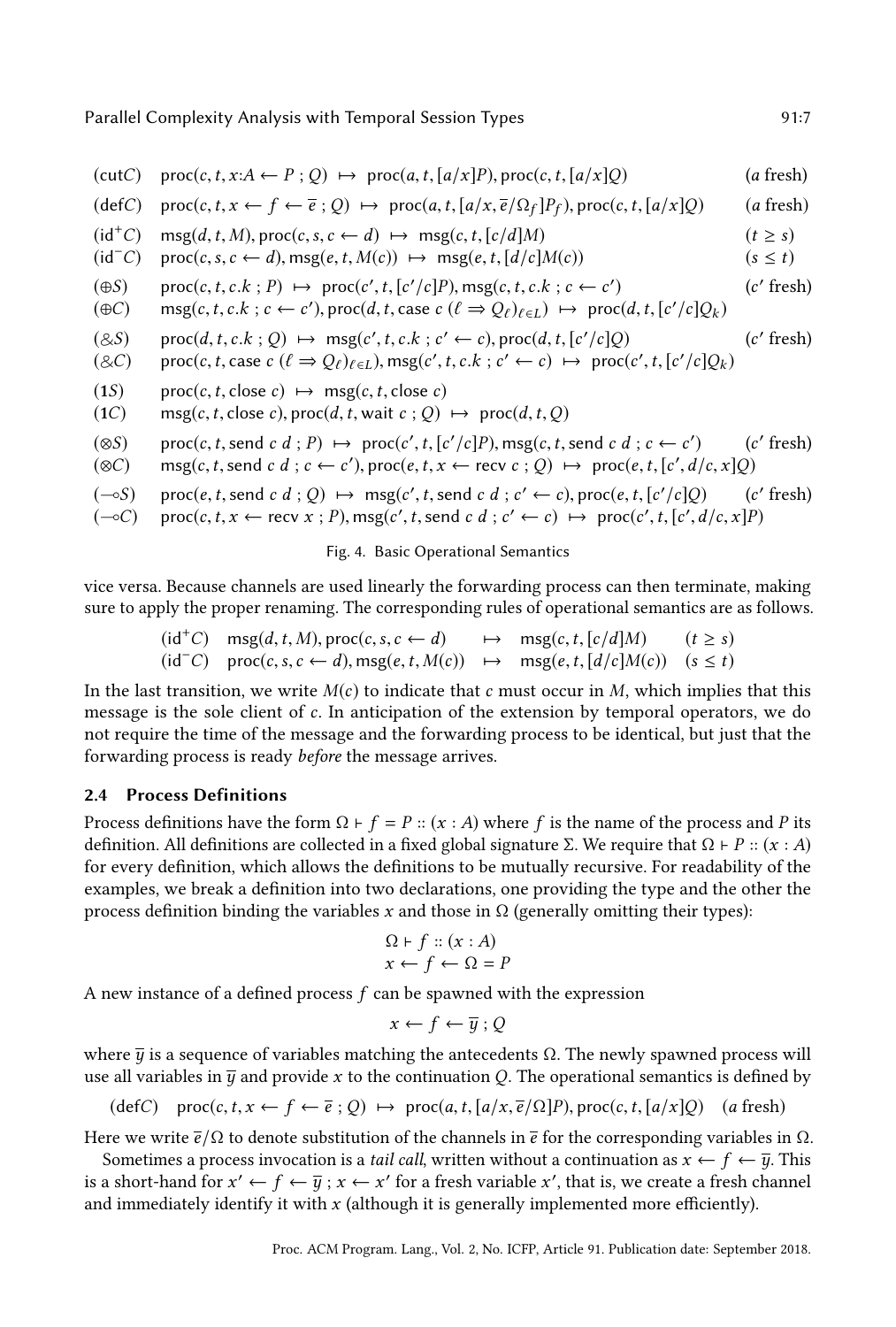$$
\begin{array}{lllr}
(\mathsf{cut}C) & \mathsf{proc}(c,t,x{:}A \leftarrow P \;;\; Q) \;\mapsto\; \mathsf{proc}(a,t,[a/x]P), \mathsf{proc}(c,t,[a/x]Q) & & (a \text{ fresh}) \\
(\mathsf{def}C) & \mathsf{proc}(c,t,x \leftarrow f \leftarrow \overline{e} \;;\; Q) \;\mapsto\; \mathsf{proc}(a,t,[a/x,\overline{e}/\Omega_f]P_f), \mathsf{proc}(c,t,[a/x]Q) & & (a \text{ fresh}) \\
(\mathsf{id}^+C) & \mathsf{msg}(d,t,M), \mathsf{proc}(c,s,c \leftarrow d) \;\mapsto\; \mathsf{msg}(c,t,[c/d]M) & & (t \geq s) \\
(\mathsf{id}^-C) & \mathsf{proc}(c,s,c \leftarrow d), \mathsf{msg}(e,t,M(c)) \;\mapsto\; \mathsf{msg}(e,t,[d/c]M(c)) & & (s \leq t) \\
(\oplus S) & \mathsf{proc}(c,t,c.k \;;\; P) \;\mapsto\; \mathsf{proc}(c',t,[c'/c]P), \mathsf{msg}(c,t,c.k \;;\; c \leftarrow c') & & (c' \text{ fresh}) \\
(\oplus C) & \mathsf{msg}(c,t,c.k \;;\; c \leftarrow c'), \mathsf{proc}(d,t,\mathsf{case}\; c\; (\ell \Rightarrow Q_\ell)_{\ell \in L}) \;\mapsto\; \mathsf{proc}(d,t,[c'/c]Q_k) & & \\
(\& S) & \mathsf{proc}(d,t,c.k \;;\; Q) \;\mapsto\; \mathsf{msg}(c',t,c.k \;;\; c' \leftarrow c), \mathsf{proc}(d,t,[c'/c]Q) & & (c' \text{ fresh}) \\
(\& C) & \mathsf{proc}(c,t,\mathsf{case}\; c\; (\ell \Rightarrow Q_\ell)_{\ell \in L}), \mathsf{msg}(c',t,c.k \;;\; c' \leftarrow c) \;\mapsto\; \mathsf{proc}(c',t,[c'/c]Q_k) & & \\
(\mathbf{1}S) & \mathsf{proc}(c,t,\mathsf{close}\; c) \;\mapsto\; \mathsf{msg}(c,t,\mathsf{close}\; c) & & \\
(\mathbf{1}C) & \mathsf{msg}(c,t,\mathsf{close}\; c), \mathsf{proc}(d,t,\mathsf{wait}\; c \;;\; Q) \;\mapsto\; \mathsf{proc}(d,t,Q) & & \\
(\otimes S) & \mathsf{proc}(c,t,\mathsf{send}\; c\; d \;;\; P) \;\mapsto\; \mathsf{proc}(c',t,[c'/c]P), \mathsf{msg}(c,t,\mathsf{send}\; c\; d \;;\; c \leftarrow c') & & (c' \text{ fresh}) \\
(\otimes C) & \mathsf{msg}(c,t,\mathsf{send}\; c\; d \;;\; c \leftarrow c'), \mathsf{proc}(e,t,x \leftarrow \mathsf{recv}\; c \;;\; Q) \;\mapsto\; \mathsf{proc}(e,t,[c',d/c,x]Q) & & \\
(\multimap S) & \mathsf{proc}(e,t,\mathsf{send}\; c\; d \;;\; Q) \;\mapsto\; \mathsf{msg}(c',t,\mathsf{send}\; c\; d \;;\; c' \leftarrow c), \mathsf{proc}(e,t,[c'/c]Q) & & (c' \text{ fresh}) \\
(\multimap C) & \mathsf{proc}(c,t,x \leftarrow \mathsf{recv}\; x \;;\; P), \mathsf{msg}(c',t,\mathsf{send}\; c\; d \;;\; c' \leftarrow c) \;\mapsto\; \mathsf{proc}(c',t,[c',d/c,x]P) & &
\end{array}
$$

Fig. 4. Basic Operational Semantics

vice versa. Because channels are used linearly the forwarding process can then terminate, making sure to apply the proper renaming. The corresponding rules of operational semantics are as follows.

$$
\begin{array}{llll}
(\mathsf{id}^+C) & \mathsf{msg}(d,t,M), \mathsf{proc}(c,s,c \leftarrow d) & \mapsto & \mathsf{msg}(c,t,[c/d]M) \quad (t \geq s) \\
(\mathsf{id}^-C) & \mathsf{proc}(c,s,c \leftarrow d), \mathsf{msg}(e,t,M(c)) & \mapsto & \mathsf{msg}(e,t,[d/c]M(c)) \quad (s \leq t)
\end{array}
$$

In the last transition, we write $M(c)$ to indicate that $c$ must occur in $M$, which implies that this message is the sole client of $c$. In anticipation of the extension by temporal operators, we do not require the time of the message and the forwarding process to be identical, but just that the forwarding process is ready *before* the message arrives.

### 2.4 Process Definitions

Process definitions have the form $\Omega \vdash f = P :: (x : A)$ where $f$ is the name of the process and $P$ its definition. All definitions are collected in a fixed global signature $\Sigma$. We require that $\Omega \vdash P :: (x : A)$ for every definition, which allows the definitions to be mutually recursive. For readability of the examples, we break a definition into two declarations, one providing the type and the other the process definition binding the variables $x$ and those in $\Omega$ (generally omitting their types):

$$
\begin{array}{c}
\Omega \vdash f :: (x : A) \\
x \leftarrow f \leftarrow \Omega = P
\end{array}
$$

A new instance of a defined process $f$ can be spawned with the expression

$$x \leftarrow f \leftarrow \overline{y} \;;\; Q$$

where $\overline{y}$ is a sequence of variables matching the antecedents $\Omega$. The newly spawned process will use all variables in $\overline{y}$ and provide $x$ to the continuation $Q$. The operational semantics is defined by

$$(\mathsf{def}C) \quad \mathsf{proc}(c,t,x \leftarrow f \leftarrow \overline{e} \;;\; Q) \;\mapsto\; \mathsf{proc}(a,t,[a/x,\overline{e}/\Omega]P), \mathsf{proc}(c,t,[a/x]Q) \quad (a \text{ fresh})$$

Here we write $\overline{e}/\Omega$ to denote substitution of the channels in $\overline{e}$ for the corresponding variables in $\Omega$.

Sometimes a process invocation is a *tail call*, written without a continuation as $x \leftarrow f \leftarrow \overline{y}$. This is a short-hand for $x' \leftarrow f \leftarrow \overline{y} \;;\; x \leftarrow x'$ for a fresh variable $x'$, that is, we create a fresh channel and immediately identify it with $x$ (although it is generally implemented more efficiently).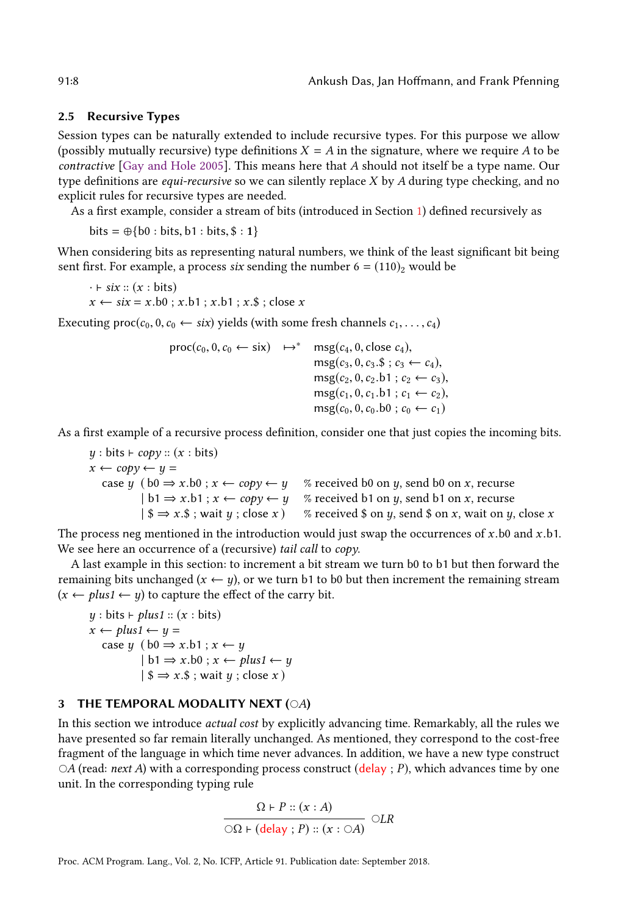### 2.5 Recursive Types

Session types can be naturally extended to include recursive types. For this purpose we allow (possibly mutually recursive) type definitions $X = A$ in the signature, where we require $A$ to be *contractive* [Gay and Hole 2005]. This means here that $A$ should not itself be a type name. Our type definitions are *equi-recursive* so we can silently replace $X$ by $A$ during type checking, and no explicit rules for recursive types are needed.

As a first example, consider a stream of bits (introduced in Section 1) defined recursively as

$$\text{bits} = \oplus\{\text{b0} : \text{bits}, \text{b1} : \text{bits}, \$ : \mathbf{1}\}$$

When considering bits as representing natural numbers, we think of the least significant bit being sent first. For example, a process *six* sending the number $6 = (110)_2$ would be

$$\cdot \vdash \mathit{six} :: (x : \text{bits})$$
$$x \leftarrow \mathit{six} = x.\text{b0} \; ; \; x.\text{b1} \; ; \; x.\text{b1} \; ; \; x.\$ \; ; \; \text{close } x$$

Executing $\text{proc}(c_0, 0, c_0 \leftarrow \mathit{six})$ yields (with some fresh channels $c_1, \ldots, c_4$)

$$\begin{array}{lll} \text{proc}(c_0, 0, c_0 \leftarrow \text{six}) & \mapsto^* & \text{msg}(c_4, 0, \text{close } c_4), \\ & & \text{msg}(c_3, 0, c_3.\$ \; ; \; c_3 \leftarrow c_4), \\ & & \text{msg}(c_2, 0, c_2.\text{b1} \; ; \; c_2 \leftarrow c_3), \\ & & \text{msg}(c_1, 0, c_1.\text{b1} \; ; \; c_1 \leftarrow c_2), \\ & & \text{msg}(c_0, 0, c_0.\text{b0} \; ; \; c_0 \leftarrow c_1) \end{array}$$

As a first example of a recursive process definition, consider one that just copies the incoming bits.

$$y : \text{bits} \vdash \mathit{copy} :: (x : \text{bits})$$
$$\begin{array}{lll} \multicolumn{3}{l}{x \leftarrow \mathit{copy} \leftarrow y =} \\ \quad \text{case } y & (\text{b0} \Rightarrow x.\text{b0} \; ; \; x \leftarrow \mathit{copy} \leftarrow y & \text{\% received b0 on } y\text{, send b0 on } x\text{, recurse} \\ & \mid \text{b1} \Rightarrow x.\text{b1} \; ; \; x \leftarrow \mathit{copy} \leftarrow y & \text{\% received b1 on } y\text{, send b1 on } x\text{, recurse} \\ & \mid \$ \Rightarrow x.\$ \; ; \; \text{wait } y \; ; \; \text{close } x \,) & \text{\% received \$ on } y\text{, send \$ on } x\text{, wait on } y\text{, close } x \end{array}$$

The process neg mentioned in the introduction would just swap the occurrences of $x.\text{b0}$ and $x.\text{b1}$. We see here an occurrence of a (recursive) *tail call* to *copy*.

A last example in this section: to increment a bit stream we turn b0 to b1 but then forward the remaining bits unchanged ($x \leftarrow y$), or we turn b1 to b0 but then increment the remaining stream ($x \leftarrow \mathit{plus1} \leftarrow y$) to capture the effect of the carry bit.

$$y : \text{bits} \vdash \mathit{plus1} :: (x : \text{bits})$$
$$\begin{array}{ll} \multicolumn{2}{l}{x \leftarrow \mathit{plus1} \leftarrow y =} \\ \quad \text{case } y & (\text{b0} \Rightarrow x.\text{b1} \; ; \; x \leftarrow y \\ & \mid \text{b1} \Rightarrow x.\text{b0} \; ; \; x \leftarrow \mathit{plus1} \leftarrow y \\ & \mid \$ \Rightarrow x.\$ \; ; \; \text{wait } y \; ; \; \text{close } x \,) \end{array}$$

## 3 THE TEMPORAL MODALITY NEXT ($\bigcirc A$)

In this section we introduce *actual cost* by explicitly advancing time. Remarkably, all the rules we have presented so far remain literally unchanged. As mentioned, they correspond to the cost-free fragment of the language in which time never advances. In addition, we have a new type construct $\bigcirc A$ (read: *next A*) with a corresponding process construct (delay ; $P$), which advances time by one unit. In the corresponding typing rule

$$\frac{\Omega \vdash P :: (x : A)}{\bigcirc\Omega \vdash (\text{delay} \; ; \; P) :: (x : \bigcirc A)} \; \bigcirc LR$$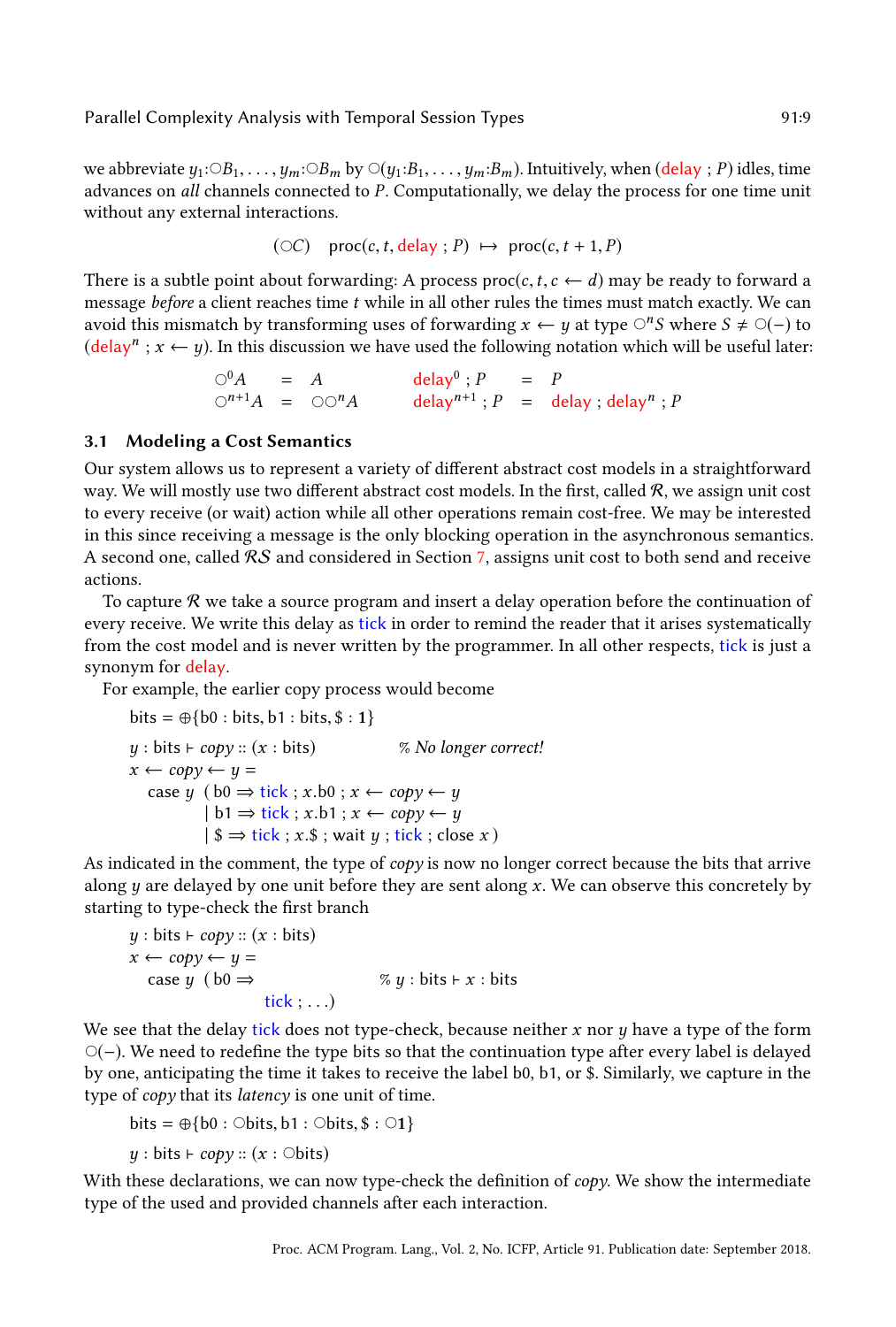we abbreviate $y_1{:}\bigcirc B_1, \ldots, y_m{:}\bigcirc B_m$ by $\bigcirc(y_1{:}B_1, \ldots, y_m{:}B_m)$. Intuitively, when ($\mathsf{delay}$ ; $P$) idles, time advances on *all* channels connected to $P$. Computationally, we delay the process for one time unit without any external interactions.

$$(\bigcirc C) \quad \mathsf{proc}(c, t, \mathsf{delay} \; ; P) \;\mapsto\; \mathsf{proc}(c, t+1, P)$$

There is a subtle point about forwarding: A process $\mathsf{proc}(c, t, c \leftarrow d)$ may be ready to forward a message *before* a client reaches time $t$ while in all other rules the times must match exactly. We can avoid this mismatch by transforming uses of forwarding $x \leftarrow y$ at type $\bigcirc^n S$ where $S \neq \bigcirc(-)$ to ($\mathsf{delay}^n$ ; $x \leftarrow y$). In this discussion we have used the following notation which will be useful later:

$$\begin{array}{lcl@{\qquad}lcl}
\bigcirc^0 A & = & A & \mathsf{delay}^0 \; ; P & = & P \\
\bigcirc^{n+1} A & = & \bigcirc\bigcirc^n A & \mathsf{delay}^{n+1} \; ; P & = & \mathsf{delay} \; ; \mathsf{delay}^n \; ; P
\end{array}$$

### 3.1 Modeling a Cost Semantics

Our system allows us to represent a variety of different abstract cost models in a straightforward way. We will mostly use two different abstract cost models. In the first, called $\mathcal{R}$, we assign unit cost to every receive (or wait) action while all other operations remain cost-free. We may be interested in this since receiving a message is the only blocking operation in the asynchronous semantics. A second one, called $\mathcal{RS}$ and considered in Section 7, assigns unit cost to both send and receive actions.

To capture $\mathcal{R}$ we take a source program and insert a delay operation before the continuation of every receive. We write this delay as $\mathsf{tick}$ in order to remind the reader that it arises systematically from the cost model and is never written by the programmer. In all other respects, $\mathsf{tick}$ is just a synonym for $\mathsf{delay}$.

For example, the earlier copy process would become

```
bits = ⊕{b0 : bits, b1 : bits, $ : 1}

y : bits ⊢ copy :: (x : bits)            % No longer correct!
x ← copy ← y =
  case y  ( b0 ⇒ tick ; x.b0 ; x ← copy ← y
          | b1 ⇒ tick ; x.b1 ; x ← copy ← y
          | $ ⇒ tick ; x.$ ; wait y ; tick ; close x )
```

As indicated in the comment, the type of *copy* is now no longer correct because the bits that arrive along $y$ are delayed by one unit before they are sent along $x$. We can observe this concretely by starting to type-check the first branch

```
y : bits ⊢ copy :: (x : bits)
x ← copy ← y =
  case y  ( b0 ⇒                    % y : bits ⊢ x : bits
              tick ; . . . )
```

We see that the delay $\mathsf{tick}$ does not type-check, because neither $x$ nor $y$ have a type of the form $\bigcirc(-)$. We need to redefine the type bits so that the continuation type after every label is delayed by one, anticipating the time it takes to receive the label b0, b1, or \$. Similarly, we capture in the type of *copy* that its *latency* is one unit of time.

```
bits = ⊕{b0 : ○bits, b1 : ○bits, $ : ○1}

y : bits ⊢ copy :: (x : ○bits)
```

With these declarations, we can now type-check the definition of *copy*. We show the intermediate type of the used and provided channels after each interaction.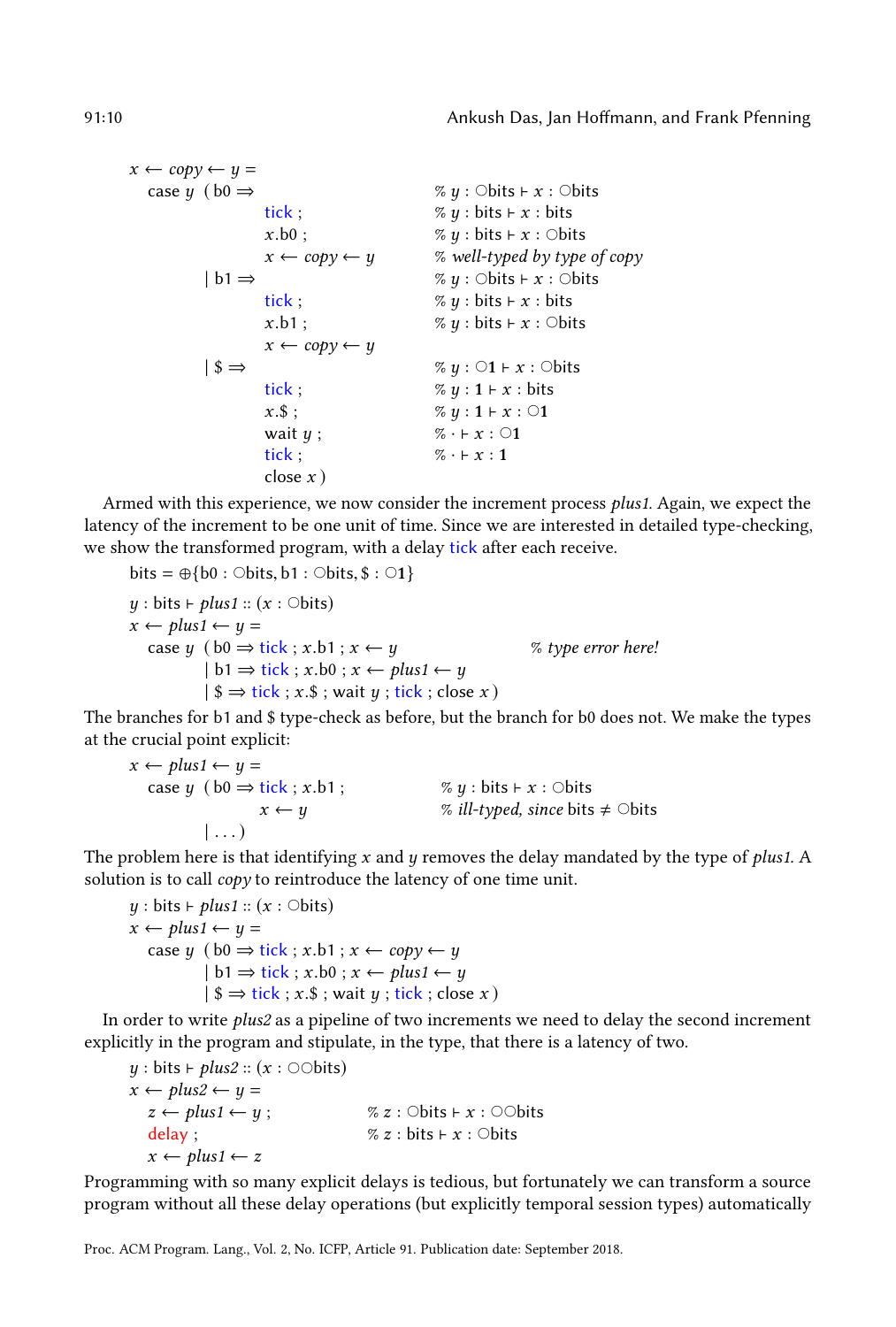```
x ← copy ← y =
  case y  ( b0 ⇒                    % y : ○bits ⊢ x : ○bits
              tick ;                % y : bits ⊢ x : bits
              x.b0 ;                % y : bits ⊢ x : ○bits
              x ← copy ← y          % well-typed by type of copy
          | b1 ⇒                    % y : ○bits ⊢ x : ○bits
              tick ;                % y : bits ⊢ x : bits
              x.b1 ;                % y : bits ⊢ x : ○bits
              x ← copy ← y
          | $ ⇒                     % y : ○1 ⊢ x : ○bits
              tick ;                % y : 1 ⊢ x : bits
              x.$ ;                 % y : 1 ⊢ x : ○1
              wait y ;              % · ⊢ x : ○1
              tick ;                % · ⊢ x : 1
              close x )
```

Armed with this experience, we now consider the increment process *plus1*. Again, we expect the latency of the increment to be one unit of time. Since we are interested in detailed type-checking, we show the transformed program, with a delay tick after each receive.

$$\text{bits} = \oplus\{\text{b0} : \bigcirc\text{bits}, \text{b1} : \bigcirc\text{bits}, \$ : \bigcirc\mathbf{1}\}$$

```
y : bits ⊢ plus1 :: (x : ○bits)
x ← plus1 ← y =
  case y  ( b0 ⇒ tick ; x.b1 ; x ← y                % type error here!
          | b1 ⇒ tick ; x.b0 ; x ← plus1 ← y
          | $ ⇒ tick ; x.$ ; wait y ; tick ; close x )
```

The branches for b1 and \$ type-check as before, but the branch for b0 does not. We make the types at the crucial point explicit:

```
x ← plus1 ← y =
  case y  ( b0 ⇒ tick ; x.b1 ;          % y : bits ⊢ x : ○bits
              x ← y                     % ill-typed, since bits ≠ ○bits
          | ... )
```

The problem here is that identifying $x$ and $y$ removes the delay mandated by the type of *plus1*. A solution is to call *copy* to reintroduce the latency of one time unit.

```
y : bits ⊢ plus1 :: (x : ○bits)
x ← plus1 ← y =
  case y  ( b0 ⇒ tick ; x.b1 ; x ← copy ← y
          | b1 ⇒ tick ; x.b0 ; x ← plus1 ← y
          | $ ⇒ tick ; x.$ ; wait y ; tick ; close x )
```

In order to write *plus2* as a pipeline of two increments we need to delay the second increment explicitly in the program and stipulate, in the type, that there is a latency of two.

```
y : bits ⊢ plus2 :: (x : ○○bits)
x ← plus2 ← y =
  z ← plus1 ← y ;          % z : ○bits ⊢ x : ○○bits
  delay ;                  % z : bits ⊢ x : ○bits
  x ← plus1 ← z
```

Programming with so many explicit delays is tedious, but fortunately we can transform a source program without all these delay operations (but explicitly temporal session types) automatically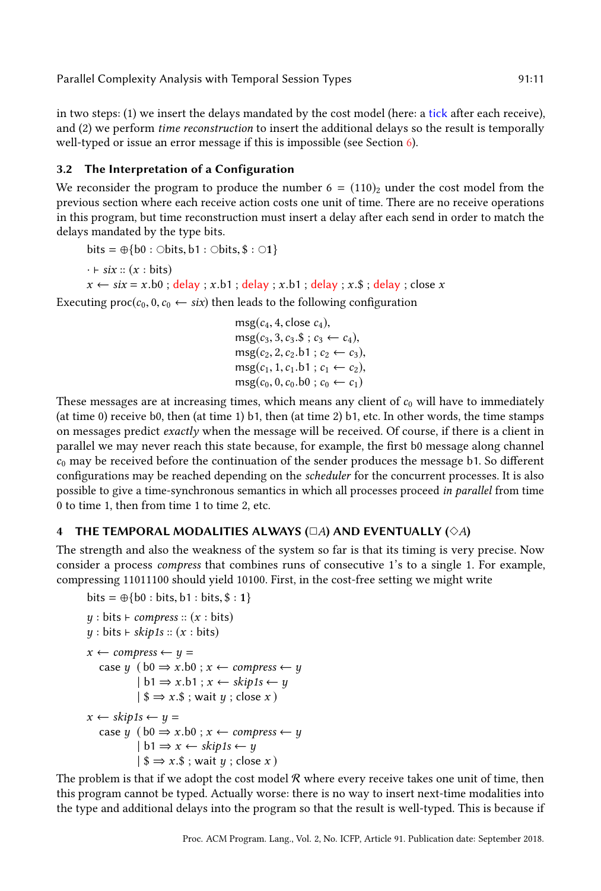in two steps: (1) we insert the delays mandated by the cost model (here: a tick after each receive), and (2) we perform *time reconstruction* to insert the additional delays so the result is temporally well-typed or issue an error message if this is impossible (see Section 6).

### 3.2 The Interpretation of a Configuration

We reconsider the program to produce the number $6 = (110)_2$ under the cost model from the previous section where each receive action costs one unit of time. There are no receive operations in this program, but time reconstruction must insert a delay after each send in order to match the delays mandated by the type bits.

$$\text{bits} = \oplus\{\text{b0} : \bigcirc\text{bits}, \text{b1} : \bigcirc\text{bits}, \$ : \bigcirc\mathbf{1}\}$$

$$\cdot \vdash \textit{six} :: (x : \text{bits})$$

$$x \leftarrow \textit{six} = x.\text{b0} \;;\; \text{delay} \;;\; x.\text{b1} \;;\; \text{delay} \;;\; x.\text{b1} \;;\; \text{delay} \;;\; x.\$ \;;\; \text{delay} \;;\; \text{close } x$$

Executing $\text{proc}(c_0, 0, c_0 \leftarrow \textit{six})$ then leads to the following configuration

$$\begin{array}{l}
\text{msg}(c_4, 4, \text{close } c_4), \\
\text{msg}(c_3, 3, c_3.\$ \;;\; c_3 \leftarrow c_4), \\
\text{msg}(c_2, 2, c_2.\text{b1} \;;\; c_2 \leftarrow c_3), \\
\text{msg}(c_1, 1, c_1.\text{b1} \;;\; c_1 \leftarrow c_2), \\
\text{msg}(c_0, 0, c_0.\text{b0} \;;\; c_0 \leftarrow c_1)
\end{array}$$

These messages are at increasing times, which means any client of $c_0$ will have to immediately (at time 0) receive b0, then (at time 1) b1, then (at time 2) b1, etc. In other words, the time stamps on messages predict *exactly* when the message will be received. Of course, if there is a client in parallel we may never reach this state because, for example, the first b0 message along channel $c_0$ may be received before the continuation of the sender produces the message b1. So different configurations may be reached depending on the *scheduler* for the concurrent processes. It is also possible to give a time-synchronous semantics in which all processes proceed *in parallel* from time 0 to time 1, then from time 1 to time 2, etc.

## 4 THE TEMPORAL MODALITIES ALWAYS ($\Box A$) AND EVENTUALLY ($\Diamond A$)

The strength and also the weakness of the system so far is that its timing is very precise. Now consider a process *compress* that combines runs of consecutive 1's to a single 1. For example, compressing 11011100 should yield 10100. First, in the cost-free setting we might write

$$\text{bits} = \oplus\{\text{b0} : \text{bits}, \text{b1} : \text{bits}, \$ : \mathbf{1}\}$$

$$y : \text{bits} \vdash \textit{compress} :: (x : \text{bits})$$
$$y : \text{bits} \vdash \textit{skip1s} :: (x : \text{bits})$$

```
x ← compress ← y =
  case y  ( b0 ⇒ x.b0 ; x ← compress ← y
          | b1 ⇒ x.b1 ; x ← skip1s ← y
          | $ ⇒ x.$ ; wait y ; close x )

x ← skip1s ← y =
  case y  ( b0 ⇒ x.b0 ; x ← compress ← y
          | b1 ⇒ x ← skip1s ← y
          | $ ⇒ x.$ ; wait y ; close x )
```

The problem is that if we adopt the cost model $\mathcal{R}$ where every receive takes one unit of time, then this program cannot be typed. Actually worse: there is no way to insert next-time modalities into the type and additional delays into the program so that the result is well-typed. This is because if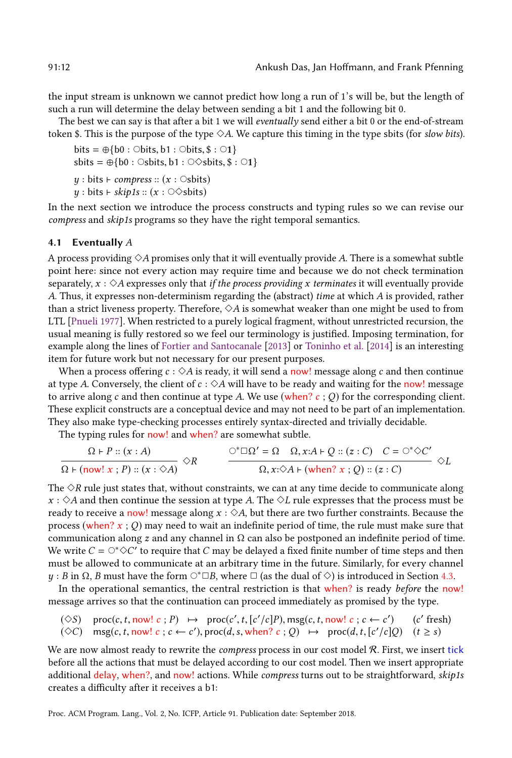the input stream is unknown we cannot predict how long a run of 1's will be, but the length of such a run will determine the delay between sending a bit 1 and the following bit 0.

The best we can say is that after a bit 1 we will *eventually* send either a bit 0 or the end-of-stream token \$. This is the purpose of the type $\Diamond A$. We capture this timing in the type sbits (for *slow bits*).

$$\begin{array}{l} \mathrm{bits} = \oplus\{\mathrm{b0} : \bigcirc\mathrm{bits}, \mathrm{b1} : \bigcirc\mathrm{bits}, \$ : \bigcirc\mathbf{1}\} \\ \mathrm{sbits} = \oplus\{\mathrm{b0} : \bigcirc\mathrm{sbits}, \mathrm{b1} : \bigcirc\Diamond\mathrm{sbits}, \$ : \bigcirc\mathbf{1}\} \end{array}$$

$$\begin{array}{l} y : \mathrm{bits} \vdash \mathit{compress} :: (x : \bigcirc\mathrm{sbits}) \\ y : \mathrm{bits} \vdash \mathit{skip1s} :: (x : \bigcirc\Diamond\mathrm{sbits}) \end{array}$$

In the next section we introduce the process constructs and typing rules so we can revise our *compress* and *skip1s* programs so they have the right temporal semantics.

### 4.1 Eventually $A$

A process providing $\Diamond A$ promises only that it will eventually provide $A$. There is a somewhat subtle point here: since not every action may require time and because we do not check termination separately, $x : \Diamond A$ expresses only that *if the process providing $x$ terminates* it will eventually provide $A$. Thus, it expresses non-determinism regarding the (abstract) *time* at which $A$ is provided, rather than a strict liveness property. Therefore, $\Diamond A$ is somewhat weaker than one might be used to from LTL [Pnueli 1977]. When restricted to a purely logical fragment, without unrestricted recursion, the usual meaning is fully restored so we feel our terminology is justified. Imposing termination, for example along the lines of Fortier and Santocanale [2013] or Toninho et al. [2014] is an interesting item for future work but not necessary for our present purposes.

When a process offering $c : \Diamond A$ is ready, it will send a now! message along $c$ and then continue at type $A$. Conversely, the client of $c : \Diamond A$ will have to be ready and waiting for the now! message to arrive along $c$ and then continue at type $A$. We use (when? $c$ ; $Q$) for the corresponding client. These explicit constructs are a conceptual device and may not need to be part of an implementation. They also make type-checking processes entirely syntax-directed and trivially decidable.

The typing rules for now! and when? are somewhat subtle.

$$\frac{\Omega \vdash P :: (x : A)}{\Omega \vdash (\mathsf{now!}\ x\ ;\ P) :: (x : \Diamond A)}\ \Diamond R \qquad \frac{\bigcirc^*\Box\Omega' = \Omega \quad \Omega, x{:}A \vdash Q :: (z : C) \quad C = \bigcirc^*\Diamond C'}{\Omega, x{:}\Diamond A \vdash (\mathsf{when?}\ x\ ;\ Q) :: (z : C)}\ \Diamond L$$

The $\Diamond R$ rule just states that, without constraints, we can at any time decide to communicate along $x : \Diamond A$ and then continue the session at type $A$. The $\Diamond L$ rule expresses that the process must be ready to receive a now! message along $x : \Diamond A$, but there are two further constraints. Because the process (when? $x$ ; $Q$) may need to wait an indefinite period of time, the rule must make sure that communication along $z$ and any channel in $\Omega$ can also be postponed an indefinite period of time. We write $C = \bigcirc^*\Diamond C'$ to require that $C$ may be delayed a fixed finite number of time steps and then must be allowed to communicate at an arbitrary time in the future. Similarly, for every channel $y : B$ in $\Omega$, $B$ must have the form $\bigcirc^*\Box B$, where $\Box$ (as the dual of $\Diamond$) is introduced in Section 4.3.

In the operational semantics, the central restriction is that when? is ready *before* the now! message arrives so that the continuation can proceed immediately as promised by the type.

$$\begin{array}{llll} (\Diamond S) & \mathrm{proc}(c, t, \mathsf{now!}\ c\ ;\ P) & \mapsto & \mathrm{proc}(c', t, [c'/c]P), \mathrm{msg}(c, t, \mathsf{now!}\ c\ ;\ c \leftarrow c') \quad (c' \text{ fresh}) \\ (\Diamond C) & \mathrm{msg}(c, t, \mathsf{now!}\ c\ ;\ c \leftarrow c'), \mathrm{proc}(d, s, \mathsf{when?}\ c\ ;\ Q) & \mapsto & \mathrm{proc}(d, t, [c'/c]Q) \quad (t \geq s) \end{array}$$

We are now almost ready to rewrite the *compress* process in our cost model $\mathcal{R}$. First, we insert tick before all the actions that must be delayed according to our cost model. Then we insert appropriate additional delay, when?, and now! actions. While *compress* turns out to be straightforward, *skip1s* creates a difficulty after it receives a b1: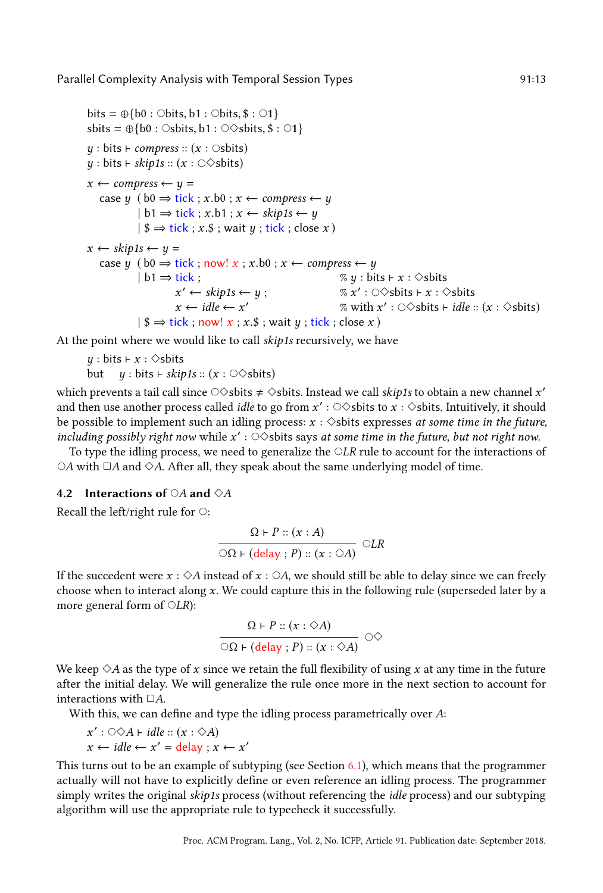$$\text{bits} = \oplus\{\text{b0} : \bigcirc\text{bits}, \text{b1} : \bigcirc\text{bits}, \$ : \bigcirc\mathbf{1}\}$$
$$\text{sbits} = \oplus\{\text{b0} : \bigcirc\text{sbits}, \text{b1} : \bigcirc\Diamond\text{sbits}, \$ : \bigcirc\mathbf{1}\}$$

$$y : \text{bits} \vdash \mathit{compress} :: (x : \bigcirc\text{sbits})$$
$$y : \text{bits} \vdash \mathit{skip1s} :: (x : \bigcirc\Diamond\text{sbits})$$

```
x ← compress ← y =
  case y  ( b0 ⇒ tick ; x.b0 ; x ← compress ← y
          | b1 ⇒ tick ; x.b1 ; x ← skip1s ← y
          | $ ⇒ tick ; x.$ ; wait y ; tick ; close x )

x ← skip1s ← y =
  case y  ( b0 ⇒ tick ; now! x ; x.b0 ; x ← compress ← y
          | b1 ⇒ tick ;                    % y : bits ⊢ x : ◇sbits
                 x′ ← skip1s ← y ;         % x′ : ○◇sbits ⊢ x : ◇sbits
                 x ← idle ← x′             % with x′ : ○◇sbits ⊢ idle :: (x : ◇sbits)
          | $ ⇒ tick ; now! x ; x.$ ; wait y ; tick ; close x )
```

At the point where we would like to call *skip1s* recursively, we have

$$y : \text{bits} \vdash x : \Diamond\text{sbits}$$
but $\quad y : \text{bits} \vdash \mathit{skip1s} :: (x : \bigcirc\Diamond\text{sbits})$

which prevents a tail call since $\bigcirc\Diamond\text{sbits} \neq \Diamond\text{sbits}$. Instead we call *skip1s* to obtain a new channel $x'$ and then use another process called *idle* to go from $x' : \bigcirc\Diamond\text{sbits}$ to $x : \Diamond\text{sbits}$. Intuitively, it should be possible to implement such an idling process: $x : \Diamond\text{sbits}$ expresses *at some time in the future, including possibly right now* while $x' : \bigcirc\Diamond\text{sbits}$ says *at some time in the future, but not right now*.

To type the idling process, we need to generalize the $\bigcirc LR$ rule to account for the interactions of $\bigcirc A$ with $\Box A$ and $\Diamond A$. After all, they speak about the same underlying model of time.

### 4.2 Interactions of $\bigcirc A$ and $\Diamond A$

Recall the left/right rule for $\bigcirc$:

$$\frac{\Omega \vdash P :: (x : A)}{\bigcirc\Omega \vdash (\text{delay} \; ; P) :: (x : \bigcirc A)} \; \bigcirc LR$$

If the succedent were $x : \Diamond A$ instead of $x : \bigcirc A$, we should still be able to delay since we can freely choose when to interact along $x$. We could capture this in the following rule (superseded later by a more general form of $\bigcirc LR$):

$$\frac{\Omega \vdash P :: (x : \Diamond A)}{\bigcirc\Omega \vdash (\text{delay} \; ; P) :: (x : \Diamond A)} \; \bigcirc\Diamond$$

We keep $\Diamond A$ as the type of $x$ since we retain the full flexibility of using $x$ at any time in the future after the initial delay. We will generalize the rule once more in the next section to account for interactions with $\Box A$.

With this, we can define and type the idling process parametrically over $A$:

$$x' : \bigcirc\Diamond A \vdash \mathit{idle} :: (x : \Diamond A)$$
$$x \leftarrow \mathit{idle} \leftarrow x' = \text{delay} \; ; x \leftarrow x'$$

This turns out to be an example of subtyping (see Section 6.1), which means that the programmer actually will not have to explicitly define or even reference an idling process. The programmer simply writes the original *skip1s* process (without referencing the *idle* process) and our subtyping algorithm will use the appropriate rule to typecheck it successfully.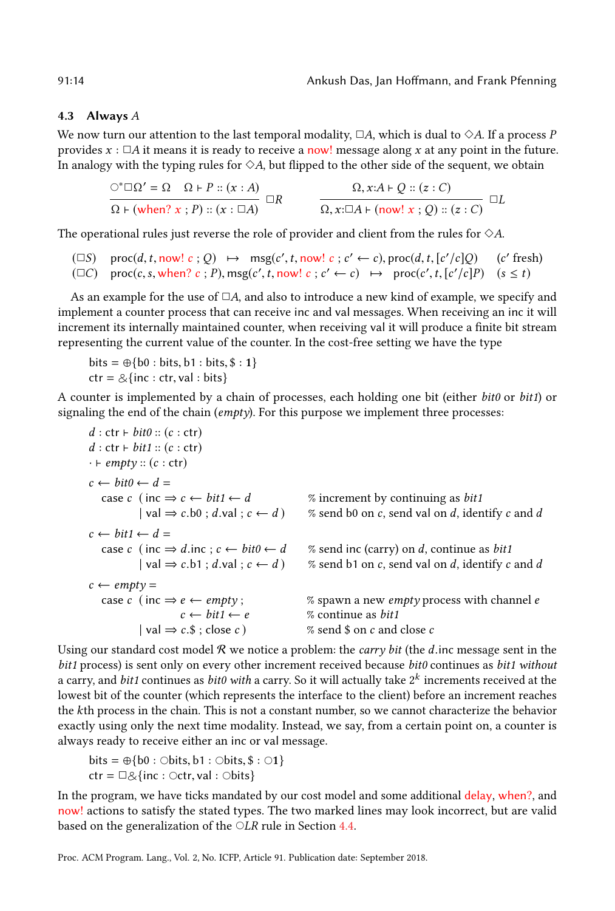### 4.3 Always $A$

We now turn our attention to the last temporal modality, $\Box A$, which is dual to $\Diamond A$. If a process $P$ provides $x : \Box A$ it means it is ready to receive a now! message along $x$ at any point in the future. In analogy with the typing rules for $\Diamond A$, but flipped to the other side of the sequent, we obtain

$$\frac{\bigcirc^* \Box \Omega' = \Omega \quad \Omega \vdash P :: (x : A)}{\Omega \vdash (\text{when? } x \; ; P) :: (x : \Box A)} \;\Box R \qquad \frac{\Omega, x{:}A \vdash Q :: (z : C)}{\Omega, x{:}\Box A \vdash (\text{now! } x \; ; Q) :: (z : C)} \;\Box L$$

The operational rules just reverse the role of provider and client from the rules for $\Diamond A$.

$$
\begin{array}{llll}
(\Box S) & \text{proc}(d, t, \text{now! } c \; ; Q) & \mapsto & \text{msg}(c', t, \text{now! } c \; ; c' \leftarrow c), \text{proc}(d, t, [c'/c]Q) \quad (c' \text{ fresh}) \\
(\Box C) & \text{proc}(c, s, \text{when? } c \; ; P), \text{msg}(c', t, \text{now! } c \; ; c' \leftarrow c) & \mapsto & \text{proc}(c', t, [c'/c]P) \quad (s \leq t)
\end{array}
$$

As an example for the use of $\Box A$, and also to introduce a new kind of example, we specify and implement a counter process that can receive inc and val messages. When receiving an inc it will increment its internally maintained counter, when receiving val it will produce a finite bit stream representing the current value of the counter. In the cost-free setting we have the type

$$
\begin{array}{l}
\text{bits} = \oplus\{\text{b0} : \text{bits}, \text{b1} : \text{bits}, \$ : \mathbf{1}\} \\
\text{ctr} = \&\{\text{inc} : \text{ctr}, \text{val} : \text{bits}\}
\end{array}
$$

A counter is implemented by a chain of processes, each holding one bit (either *bit0* or *bit1*) or signaling the end of the chain (*empty*). For this purpose we implement three processes:

```
d : ctr ⊢ bit0 :: (c : ctr)
d : ctr ⊢ bit1 :: (c : ctr)
· ⊢ empty :: (c : ctr)

c ← bit0 ← d =
  case c ( inc ⇒ c ← bit1 ← d              % increment by continuing as bit1
         | val ⇒ c.b0 ; d.val ; c ← d )    % send b0 on c, send val on d, identify c and d

c ← bit1 ← d =
  case c ( inc ⇒ d.inc ; c ← bit0 ← d      % send inc (carry) on d, continue as bit1
         | val ⇒ c.b1 ; d.val ; c ← d )    % send b1 on c, send val on d, identify c and d

c ← empty =
  case c ( inc ⇒ e ← empty ;               % spawn a new empty process with channel e
                 c ← bit1 ← e              % continue as bit1
         | val ⇒ c.$ ; close c )           % send $ on c and close c
```

Using our standard cost model $\mathcal{R}$ we notice a problem: the *carry bit* (the $d$.inc message sent in the *bit1* process) is sent only on every other increment received because *bit0* continues as *bit1 without* a carry, and *bit1* continues as *bit0 with* a carry. So it will actually take $2^k$ increments received at the lowest bit of the counter (which represents the interface to the client) before an increment reaches the $k$th process in the chain. This is not a constant number, so we cannot characterize the behavior exactly using only the next time modality. Instead, we say, from a certain point on, a counter is always ready to receive either an inc or val message.

$$
\begin{array}{l}
\text{bits} = \oplus\{\text{b0} : \bigcirc\text{bits}, \text{b1} : \bigcirc\text{bits}, \$ : \bigcirc\mathbf{1}\} \\
\text{ctr} = \Box\&\{\text{inc} : \bigcirc\text{ctr}, \text{val} : \bigcirc\text{bits}\}
\end{array}
$$

In the program, we have ticks mandated by our cost model and some additional delay, when?, and now! actions to satisfy the stated types. The two marked lines may look incorrect, but are valid based on the generalization of the $\bigcirc LR$ rule in Section 4.4.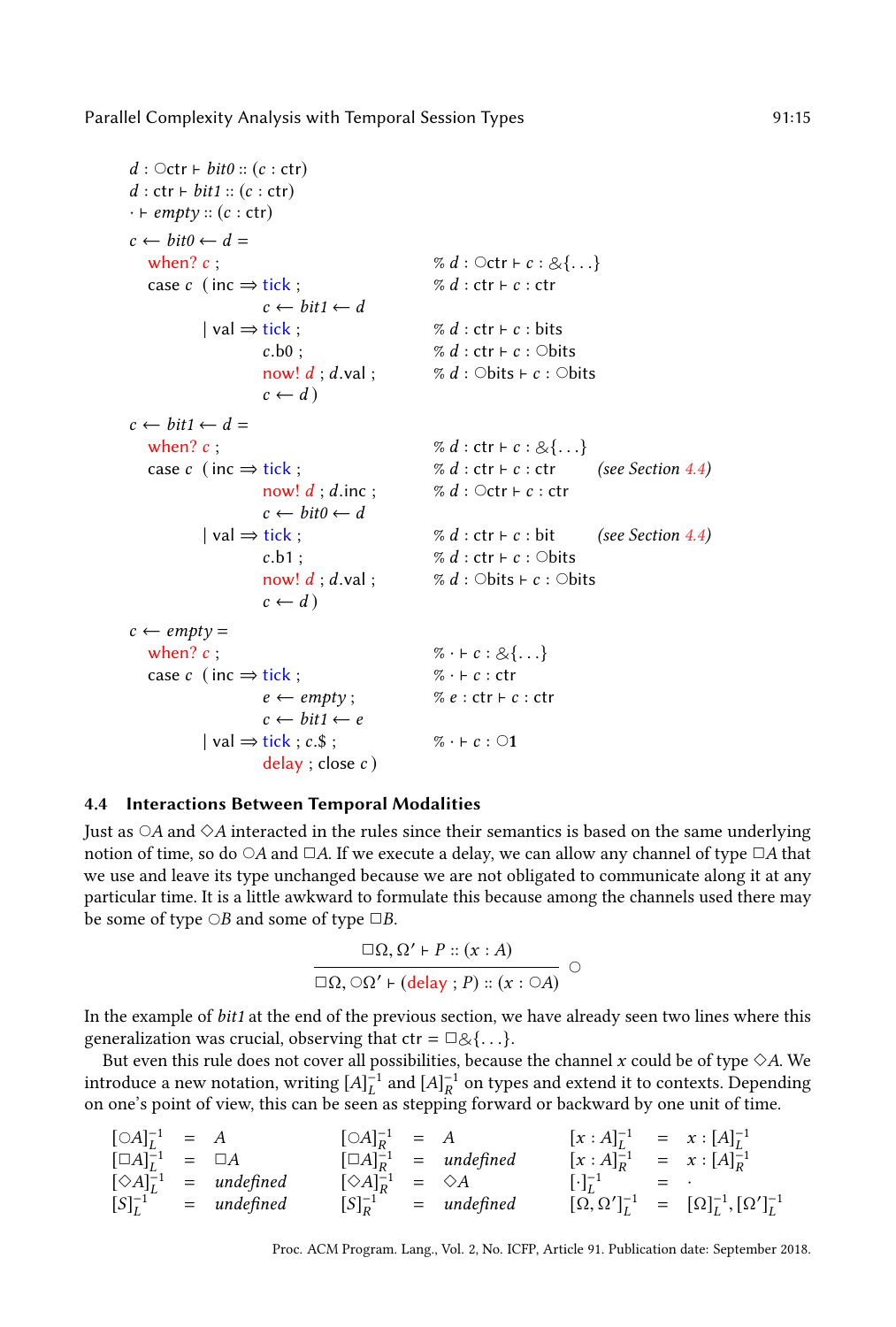```
d : ○ctr ⊢ bit0 :: (c : ctr)
d : ctr ⊢ bit1 :: (c : ctr)
· ⊢ empty :: (c : ctr)

c ← bit0 ← d =
  when? c ;                          % d : ○ctr ⊢ c : &{...}
  case c  ( inc ⇒ tick ;             % d : ctr ⊢ c : ctr
                  c ← bit1 ← d
          | val ⇒ tick ;             % d : ctr ⊢ c : bits
                  c.b0 ;             % d : ctr ⊢ c : ○bits
                  now! d ; d.val ;   % d : ○bits ⊢ c : ○bits
                  c ← d )

c ← bit1 ← d =
  when? c ;                          % d : ctr ⊢ c : &{...}
  case c  ( inc ⇒ tick ;             % d : ctr ⊢ c : ctr      (see Section 4.4)
                  now! d ; d.inc ;   % d : ○ctr ⊢ c : ctr
                  c ← bit0 ← d
          | val ⇒ tick ;             % d : ctr ⊢ c : bit      (see Section 4.4)
                  c.b1 ;             % d : ctr ⊢ c : ○bits
                  now! d ; d.val ;   % d : ○bits ⊢ c : ○bits
                  c ← d )

c ← empty =
  when? c ;                          % · ⊢ c : &{...}
  case c  ( inc ⇒ tick ;             % · ⊢ c : ctr
                  e ← empty ;        % e : ctr ⊢ c : ctr
                  c ← bit1 ← e
          | val ⇒ tick ; c.$ ;       % · ⊢ c : ○1
                  delay ; close c )
```

### 4.4 Interactions Between Temporal Modalities

Just as $\bigcirc A$ and $\Diamond A$ interacted in the rules since their semantics is based on the same underlying notion of time, so do $\bigcirc A$ and $\Box A$. If we execute a delay, we can allow any channel of type $\Box A$ that we use and leave its type unchanged because we are not obligated to communicate along it at any particular time. It is a little awkward to formulate this because among the channels used there may be some of type $\bigcirc B$ and some of type $\Box B$.

$$\frac{\Box\Omega, \Omega' \vdash P :: (x : A)}{\Box\Omega, \bigcirc\Omega' \vdash (\mathsf{delay}\ ; P) :: (x : \bigcirc A)}\ \bigcirc$$

In the example of *bit1* at the end of the previous section, we have already seen two lines where this generalization was crucial, observing that $\mathsf{ctr} = \Box\&\{\ldots\}$.

But even this rule does not cover all possibilities, because the channel $x$ could be of type $\Diamond A$. We introduce a new notation, writing $[A]_L^{-1}$ and $[A]_R^{-1}$ on types and extend it to contexts. Depending on one's point of view, this can be seen as stepping forward or backward by one unit of time.

$$
\begin{array}{lclclclclcl}
[\bigcirc A]_L^{-1} & = & A & \quad & [\bigcirc A]_R^{-1} & = & A & \quad & [x : A]_L^{-1} & = & x : [A]_L^{-1} \\
[\Box A]_L^{-1} & = & \Box A & & [\Box A]_R^{-1} & = & \mathit{undefined} & & [x : A]_R^{-1} & = & x : [A]_R^{-1} \\
[\Diamond A]_L^{-1} & = & \mathit{undefined} & & [\Diamond A]_R^{-1} & = & \Diamond A & & [\cdot]_L^{-1} & = & \cdot \\
[S]_L^{-1} & = & \mathit{undefined} & & [S]_R^{-1} & = & \mathit{undefined} & & [\Omega, \Omega']_L^{-1} & = & [\Omega]_L^{-1}, [\Omega']_L^{-1}
\end{array}
$$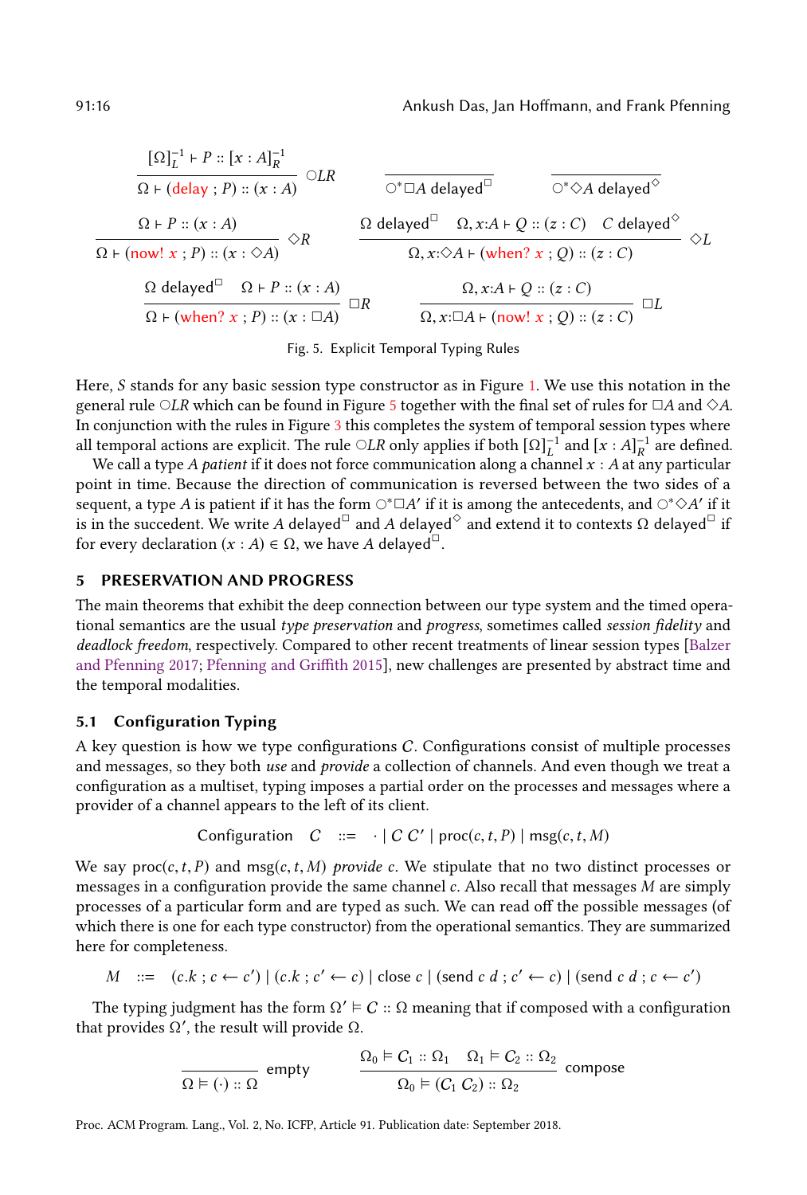$$\frac{[\Omega]_L^{-1} \vdash P :: [x:A]_R^{-1}}{\Omega \vdash (\mathsf{delay}\ ;\ P) :: (x:A)}\ \bigcirc LR \qquad \frac{}{\bigcirc^* \Box A\ \mathsf{delayed}^\Box} \qquad \frac{}{\bigcirc^* \Diamond A\ \mathsf{delayed}^\Diamond}$$

$$\frac{\Omega \vdash P :: (x:A)}{\Omega \vdash (\mathsf{now!}\ x\ ;\ P) :: (x:\Diamond A)}\ \Diamond R \qquad \frac{\Omega\ \mathsf{delayed}^\Box \quad \Omega, x{:}A \vdash Q :: (z:C) \quad C\ \mathsf{delayed}^\Diamond}{\Omega, x{:}\Diamond A \vdash (\mathsf{when?}\ x\ ;\ Q) :: (z:C)}\ \Diamond L$$

$$\frac{\Omega\ \mathsf{delayed}^\Box \quad \Omega \vdash P :: (x:A)}{\Omega \vdash (\mathsf{when?}\ x\ ;\ P) :: (x:\Box A)}\ \Box R \qquad \frac{\Omega, x{:}A \vdash Q :: (z:C)}{\Omega, x{:}\Box A \vdash (\mathsf{now!}\ x\ ;\ Q) :: (z:C)}\ \Box L$$

Fig. 5. Explicit Temporal Typing Rules

Here, $S$ stands for any basic session type constructor as in Figure 1. We use this notation in the general rule $\bigcirc LR$ which can be found in Figure 5 together with the final set of rules for $\Box A$ and $\Diamond A$. In conjunction with the rules in Figure 3 this completes the system of temporal session types where all temporal actions are explicit. The rule $\bigcirc LR$ only applies if both $[\Omega]_L^{-1}$ and $[x:A]_R^{-1}$ are defined.

We call a type $A$ *patient* if it does not force communication along a channel $x : A$ at any particular point in time. Because the direction of communication is reversed between the two sides of a sequent, a type $A$ is patient if it has the form $\bigcirc^* \Box A'$ if it is among the antecedents, and $\bigcirc^* \Diamond A'$ if it is in the succedent. We write $A\ \mathsf{delayed}^\Box$ and $A\ \mathsf{delayed}^\Diamond$ and extend it to contexts $\Omega\ \mathsf{delayed}^\Box$ if for every declaration $(x : A) \in \Omega$, we have $A\ \mathsf{delayed}^\Box$.

## 5 PRESERVATION AND PROGRESS

The main theorems that exhibit the deep connection between our type system and the timed operational semantics are the usual *type preservation* and *progress*, sometimes called *session fidelity* and *deadlock freedom*, respectively. Compared to other recent treatments of linear session types [Balzer and Pfenning 2017; Pfenning and Griffith 2015], new challenges are presented by abstract time and the temporal modalities.

### 5.1 Configuration Typing

A key question is how we type configurations $\mathcal{C}$. Configurations consist of multiple processes and messages, so they both *use* and *provide* a collection of channels. And even though we treat a configuration as a multiset, typing imposes a partial order on the processes and messages where a provider of a channel appears to the left of its client.

$$\text{Configuration} \quad \mathcal{C} \quad ::= \quad \cdot \mid \mathcal{C}\ \mathcal{C}' \mid \mathsf{proc}(c, t, P) \mid \mathsf{msg}(c, t, M)$$

We say $\mathsf{proc}(c, t, P)$ and $\mathsf{msg}(c, t, M)$ *provide* $c$. We stipulate that no two distinct processes or messages in a configuration provide the same channel $c$. Also recall that messages $M$ are simply processes of a particular form and are typed as such. We can read off the possible messages (of which there is one for each type constructor) from the operational semantics. They are summarized here for completeness.

$$M \quad ::= \quad (c.k\ ;\ c \leftarrow c') \mid (c.k\ ;\ c' \leftarrow c) \mid \mathsf{close}\ c \mid (\mathsf{send}\ c\ d\ ;\ c' \leftarrow c) \mid (\mathsf{send}\ c\ d\ ;\ c \leftarrow c')$$

The typing judgment has the form $\Omega' \vDash \mathcal{C} :: \Omega$ meaning that if composed with a configuration that provides $\Omega'$, the result will provide $\Omega$.

$$\frac{}{\Omega \vDash (\cdot) :: \Omega}\ \text{empty} \qquad \frac{\Omega_0 \vDash \mathcal{C}_1 :: \Omega_1 \quad \Omega_1 \vDash \mathcal{C}_2 :: \Omega_2}{\Omega_0 \vDash (\mathcal{C}_1\ \mathcal{C}_2) :: \Omega_2}\ \text{compose}$$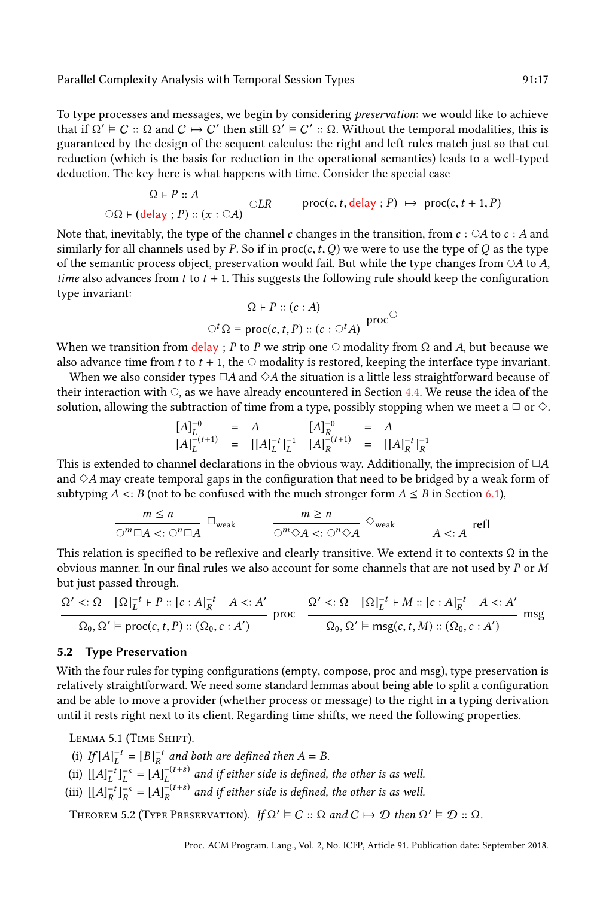To type processes and messages, we begin by considering *preservation*: we would like to achieve that if $\Omega' \vDash \mathcal{C} :: \Omega$ and $\mathcal{C} \mapsto \mathcal{C}'$ then still $\Omega' \vDash \mathcal{C}' :: \Omega$. Without the temporal modalities, this is guaranteed by the design of the sequent calculus: the right and left rules match just so that cut reduction (which is the basis for reduction in the operational semantics) leads to a well-typed deduction. The key here is what happens with time. Consider the special case

$$\frac{\Omega \vdash P :: A}{\bigcirc\Omega \vdash (\mathsf{delay}\ ;\ P) :: (x : \bigcirc A)}\ \bigcirc LR \qquad \mathrm{proc}(c, t, \mathsf{delay}\ ;\ P)\ \mapsto\ \mathrm{proc}(c, t+1, P)$$

Note that, inevitably, the type of the channel $c$ changes in the transition, from $c : \bigcirc A$ to $c : A$ and similarly for all channels used by $P$. So if in $\mathrm{proc}(c, t, Q)$ we were to use the type of $Q$ as the type of the semantic process object, preservation would fail. But while the type changes from $\bigcirc A$ to $A$, *time* also advances from $t$ to $t+1$. This suggests the following rule should keep the configuration type invariant:

$$\frac{\Omega \vdash P :: (c : A)}{\bigcirc^t \Omega \vDash \mathrm{proc}(c, t, P) :: (c : \bigcirc^t A)}\ \mathrm{proc}^{\bigcirc}$$

When we transition from $\mathsf{delay}\ ;\ P$ to $P$ we strip one $\bigcirc$ modality from $\Omega$ and $A$, but because we also advance time from $t$ to $t+1$, the $\bigcirc$ modality is restored, keeping the interface type invariant.

When we also consider types $\Box A$ and $\Diamond A$ the situation is a little less straightforward because of their interaction with $\bigcirc$, as we have already encountered in Section 4.4. We reuse the idea of the solution, allowing the subtraction of time from a type, possibly stopping when we meet a $\Box$ or $\Diamond$.

$$\begin{array}{lcl@{\qquad}lcl}
[A]_L^{-0} & = & A & [A]_R^{-0} & = & A \\
[A]_L^{-(t+1)} & = & [[A]_L^{-t}]_L^{-1} & [A]_R^{-(t+1)} & = & [[A]_R^{-t}]_R^{-1}
\end{array}$$

This is extended to channel declarations in the obvious way. Additionally, the imprecision of $\Box A$ and $\Diamond A$ may create temporal gaps in the configuration that need to be bridged by a weak form of subtyping $A <: B$ (not to be confused with the much stronger form $A \leq B$ in Section 6.1),

$$\frac{m \leq n}{\bigcirc^m \Box A <: \bigcirc^n \Box A}\ \Box_{\mathrm{weak}} \qquad \frac{m \geq n}{\bigcirc^m \Diamond A <: \bigcirc^n \Diamond A}\ \Diamond_{\mathrm{weak}} \qquad \frac{}{A <: A}\ \mathrm{refl}$$

This relation is specified to be reflexive and clearly transitive. We extend it to contexts $\Omega$ in the obvious manner. In our final rules we also account for some channels that are not used by $P$ or $M$ but just passed through.

$$\frac{\Omega' <: \Omega \quad [\Omega]_L^{-t} \vdash P :: [c : A]_R^{-t} \quad A <: A'}{\Omega_0, \Omega' \vDash \mathrm{proc}(c, t, P) :: (\Omega_0, c : A')}\ \mathrm{proc} \qquad \frac{\Omega' <: \Omega \quad [\Omega]_L^{-t} \vdash M :: [c : A]_R^{-t} \quad A <: A'}{\Omega_0, \Omega' \vDash \mathrm{msg}(c, t, M) :: (\Omega_0, c : A')}\ \mathrm{msg}$$

## 5.2 Type Preservation

With the four rules for typing configurations (empty, compose, proc and msg), type preservation is relatively straightforward. We need some standard lemmas about being able to split a configuration and be able to move a provider (whether process or message) to the right in a typing derivation until it rests right next to its client. Regarding time shifts, we need the following properties.

Lemma 5.1 (Time Shift).

(i) *If* $[A]_L^{-t} = [B]_R^{-t}$ *and both are defined then* $A = B$.

(ii) $[[A]_L^{-t}]_L^{-s} = [A]_L^{-(t+s)}$ *and if either side is defined, the other is as well.*

(iii) $[[A]_R^{-t}]_R^{-s} = [A]_R^{-(t+s)}$ *and if either side is defined, the other is as well.*

Theorem 5.2 (Type Preservation). *If* $\Omega' \vDash \mathcal{C} :: \Omega$ *and* $\mathcal{C} \mapsto \mathcal{D}$ *then* $\Omega' \vDash \mathcal{D} :: \Omega$.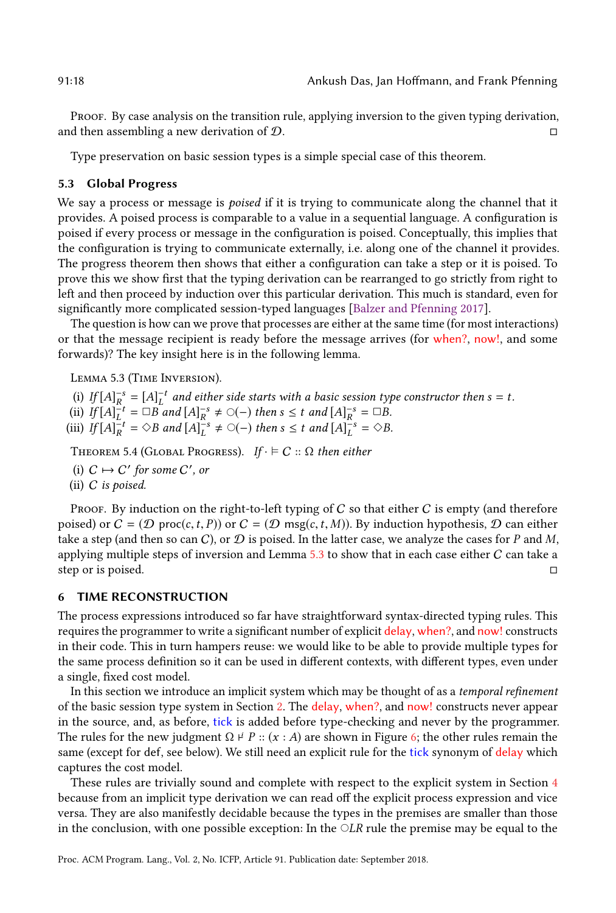Proof. By case analysis on the transition rule, applying inversion to the given typing derivation, and then assembling a new derivation of $\mathcal{D}$. □

Type preservation on basic session types is a simple special case of this theorem.

### 5.3 Global Progress

We say a process or message is *poised* if it is trying to communicate along the channel that it provides. A poised process is comparable to a value in a sequential language. A configuration is poised if every process or message in the configuration is poised. Conceptually, this implies that the configuration is trying to communicate externally, i.e. along one of the channel it provides. The progress theorem then shows that either a configuration can take a step or it is poised. To prove this we show first that the typing derivation can be rearranged to go strictly from right to left and then proceed by induction over this particular derivation. This much is standard, even for significantly more complicated session-typed languages [Balzer and Pfenning 2017].

The question is how can we prove that processes are either at the same time (for most interactions) or that the message recipient is ready before the message arrives (for when?, now!, and some forwards)? The key insight here is in the following lemma.

Lemma 5.3 (Time Inversion).

(i) *If* $[A]_R^{-s} = [A]_L^{-t}$ *and either side starts with a basic session type constructor then* $s = t$.
(ii) *If* $[A]_L^{-t} = \Box B$ *and* $[A]_R^{-s} \neq \bigcirc(-)$ *then* $s \leq t$ *and* $[A]_R^{-s} = \Box B$.
(iii) *If* $[A]_R^{-t} = \Diamond B$ *and* $[A]_L^{-s} \neq \bigcirc(-)$ *then* $s \leq t$ *and* $[A]_L^{-s} = \Diamond B$.

Theorem 5.4 (Global Progress). *If* $\cdot \models C :: \Omega$ *then either*

(i) $C \mapsto C'$ *for some* $C'$, *or*
(ii) $C$ *is poised.*

Proof. By induction on the right-to-left typing of $C$ so that either $C$ is empty (and therefore poised) or $C = (\mathcal{D}\ \mathsf{proc}(c, t, P))$ or $C = (\mathcal{D}\ \mathsf{msg}(c, t, M))$. By induction hypothesis, $\mathcal{D}$ can either take a step (and then so can $C$), or $\mathcal{D}$ is poised. In the latter case, we analyze the cases for $P$ and $M$, applying multiple steps of inversion and Lemma 5.3 to show that in each case either $C$ can take a step or is poised. □

## 6 TIME RECONSTRUCTION

The process expressions introduced so far have straightforward syntax-directed typing rules. This requires the programmer to write a significant number of explicit delay, when?, and now! constructs in their code. This in turn hampers reuse: we would like to be able to provide multiple types for the same process definition so it can be used in different contexts, with different types, even under a single, fixed cost model.

In this section we introduce an implicit system which may be thought of as a *temporal refinement* of the basic session type system in Section 2. The delay, when?, and now! constructs never appear in the source, and, as before, tick is added before type-checking and never by the programmer. The rules for the new judgment $\Omega \vDash P :: (x : A)$ are shown in Figure 6; the other rules remain the same (except for def, see below). We still need an explicit rule for the tick synonym of delay which captures the cost model.

These rules are trivially sound and complete with respect to the explicit system in Section 4 because from an implicit type derivation we can read off the explicit process expression and vice versa. They are also manifestly decidable because the types in the premises are smaller than those in the conclusion, with one possible exception: In the $\bigcirc LR$ rule the premise may be equal to the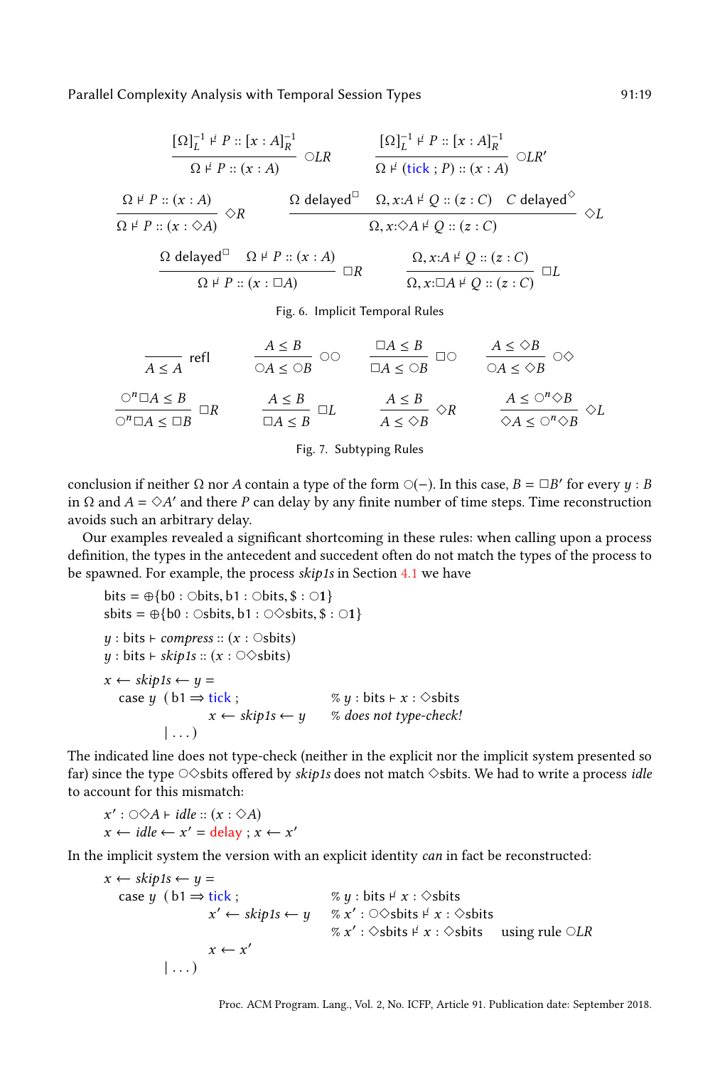$$\frac{[\Omega]_L^{-1} \vDash P :: [x : A]_R^{-1}}{\Omega \vDash P :: (x : A)} \bigcirc LR \qquad \frac{[\Omega]_L^{-1} \vDash P :: [x : A]_R^{-1}}{\Omega \vDash (\mathsf{tick} \ ; P) :: (x : A)} \bigcirc LR'$$

$$\frac{\Omega \vDash P :: (x : A)}{\Omega \vDash P :: (x : \Diamond A)} \Diamond R \qquad \frac{\Omega \text{ delayed}^{\Box} \quad \Omega, x{:}A \vDash Q :: (z : C) \quad C \text{ delayed}^{\Diamond}}{\Omega, x{:}\Diamond A \vDash Q :: (z : C)} \Diamond L$$

$$\frac{\Omega \text{ delayed}^{\Box} \quad \Omega \vDash P :: (x : A)}{\Omega \vDash P :: (x : \Box A)} \Box R \qquad \frac{\Omega, x{:}A \vDash Q :: (z : C)}{\Omega, x{:}\Box A \vDash Q :: (z : C)} \Box L$$

Fig. 6. Implicit Temporal Rules

$$\frac{}{A \leq A} \text{refl} \qquad \frac{A \leq B}{\bigcirc A \leq \bigcirc B} \bigcirc\bigcirc \qquad \frac{\Box A \leq B}{\Box A \leq \bigcirc B} \Box\bigcirc \qquad \frac{A \leq \Diamond B}{\bigcirc A \leq \Diamond B} \bigcirc\Diamond$$

$$\frac{\bigcirc^n \Box A \leq B}{\bigcirc^n \Box A \leq \Box B} \Box R \qquad \frac{A \leq B}{\Box A \leq B} \Box L \qquad \frac{A \leq B}{A \leq \Diamond B} \Diamond R \qquad \frac{A \leq \bigcirc^n \Diamond B}{\Diamond A \leq \bigcirc^n \Diamond B} \Diamond L$$

Fig. 7. Subtyping Rules

conclusion if neither $\Omega$ nor $A$ contain a type of the form $\bigcirc(-)$. In this case, $B = \Box B'$ for every $y : B$ in $\Omega$ and $A = \Diamond A'$ and there $P$ can delay by any finite number of time steps. Time reconstruction avoids such an arbitrary delay.

Our examples revealed a significant shortcoming in these rules: when calling upon a process definition, the types in the antecedent and succedent often do not match the types of the process to be spawned. For example, the process *skip1s* in Section 4.1 we have

$$\begin{aligned}
\text{bits} &= \oplus\{\text{b0} : \bigcirc\text{bits}, \text{b1} : \bigcirc\text{bits}, \$ : \bigcirc\mathbf{1}\} \\
\text{sbits} &= \oplus\{\text{b0} : \bigcirc\text{sbits}, \text{b1} : \bigcirc\Diamond\text{sbits}, \$ : \bigcirc\mathbf{1}\}
\end{aligned}$$

$y : \text{bits} \vdash \mathit{compress} :: (x : \bigcirc\text{sbits})$
$y : \text{bits} \vdash \mathit{skip1s} :: (x : \bigcirc\Diamond\text{sbits})$

```
x ← skip1s ← y =
  case y  ( b1 ⇒ tick ;                  % y : bits ⊨ x : ◇sbits
                 x ← skip1s ← y          % does not type-check!
          | . . . )
```

The indicated line does not type-check (neither in the explicit nor the implicit system presented so far) since the type $\bigcirc\Diamond$sbits offered by *skip1s* does not match $\Diamond$sbits. We had to write a process *idle* to account for this mismatch:

$x' : \bigcirc\Diamond A \vdash \mathit{idle} :: (x : \Diamond A)$
$x \leftarrow \mathit{idle} \leftarrow x' = \mathsf{delay} \ ; x \leftarrow x'$

In the implicit system the version with an explicit identity *can* in fact be reconstructed:

```
x ← skip1s ← y =
  case y  ( b1 ⇒ tick ;                  % y : bits ⊨ x : ◇sbits
                 x' ← skip1s ← y         % x' : ○◇sbits ⊨ x : ◇sbits
                                         % x' : ◇sbits ⊨ x : ◇sbits    using rule ○LR
                 x ← x'
          | . . . )
```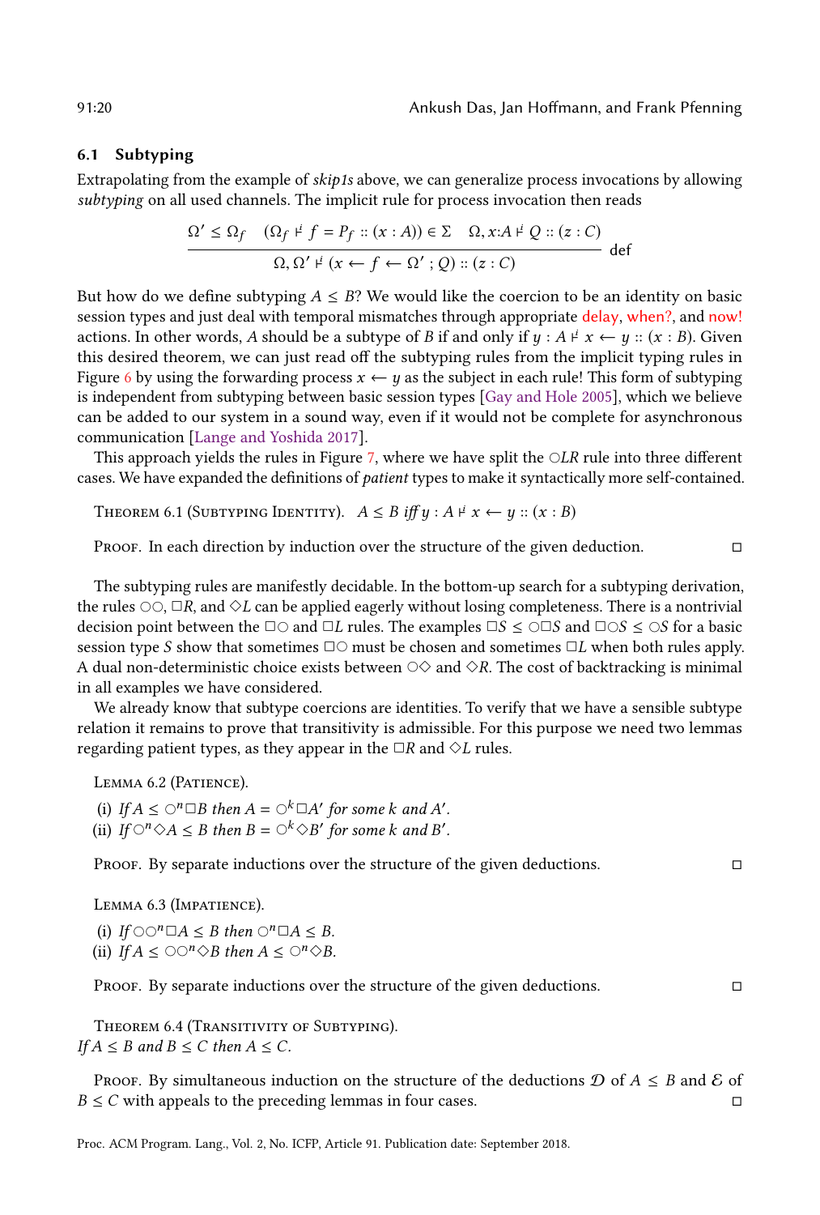### 6.1 Subtyping

Extrapolating from the example of *skip1s* above, we can generalize process invocations by allowing *subtyping* on all used channels. The implicit rule for process invocation then reads

$$\frac{\Omega' \leq \Omega_f \quad (\Omega_f \vDash^{i} f = P_f :: (x : A)) \in \Sigma \quad \Omega, x{:}A \vDash^{i} Q :: (z : C)}{\Omega, \Omega' \vDash^{i} (x \leftarrow f \leftarrow \Omega' \,;\, Q) :: (z : C)} \;\text{def}$$

But how do we define subtyping $A \leq B$? We would like the coercion to be an identity on basic session types and just deal with temporal mismatches through appropriate delay, when?, and now! actions. In other words, $A$ should be a subtype of $B$ if and only if $y : A \vDash^{i} x \leftarrow y :: (x : B)$. Given this desired theorem, we can just read off the subtyping rules from the implicit typing rules in Figure 6 by using the forwarding process $x \leftarrow y$ as the subject in each rule! This form of subtyping is independent from subtyping between basic session types [Gay and Hole 2005], which we believe can be added to our system in a sound way, even if it would not be complete for asynchronous communication [Lange and Yoshida 2017].

This approach yields the rules in Figure 7, where we have split the $\bigcirc LR$ rule into three different cases. We have expanded the definitions of *patient* types to make it syntactically more self-contained.

Theorem 6.1 (Subtyping Identity). *$A \leq B$ iff $y : A \vDash^{i} x \leftarrow y :: (x : B)$*

Proof. In each direction by induction over the structure of the given deduction. ◻

The subtyping rules are manifestly decidable. In the bottom-up search for a subtyping derivation, the rules $\bigcirc\bigcirc$, $\Box R$, and $\Diamond L$ can be applied eagerly without losing completeness. There is a nontrivial decision point between the $\Box\bigcirc$ and $\Box L$ rules. The examples $\Box S \leq \bigcirc\Box S$ and $\Box\bigcirc S \leq \bigcirc S$ for a basic session type $S$ show that sometimes $\Box\bigcirc$ must be chosen and sometimes $\Box L$ when both rules apply. A dual non-deterministic choice exists between $\bigcirc\Diamond$ and $\Diamond R$. The cost of backtracking is minimal in all examples we have considered.

We already know that subtype coercions are identities. To verify that we have a sensible subtype relation it remains to prove that transitivity is admissible. For this purpose we need two lemmas regarding patient types, as they appear in the $\Box R$ and $\Diamond L$ rules.

Lemma 6.2 (Patience).

(i) *If $A \leq \bigcirc^n \Box B$ then $A = \bigcirc^k \Box A'$ for some $k$ and $A'$.*
(ii) *If $\bigcirc^n \Diamond A \leq B$ then $B = \bigcirc^k \Diamond B'$ for some $k$ and $B'$.*

Proof. By separate inductions over the structure of the given deductions. ◻

Lemma 6.3 (Impatience).

(i) *If $\bigcirc\bigcirc^n \Box A \leq B$ then $\bigcirc^n \Box A \leq B$.*
(ii) *If $A \leq \bigcirc\bigcirc^n \Diamond B$ then $A \leq \bigcirc^n \Diamond B$.*

Proof. By separate inductions over the structure of the given deductions. ◻

Theorem 6.4 (Transitivity of Subtyping).
*If $A \leq B$ and $B \leq C$ then $A \leq C$.*

Proof. By simultaneous induction on the structure of the deductions $\mathcal{D}$ of $A \leq B$ and $\mathcal{E}$ of $B \leq C$ with appeals to the preceding lemmas in four cases. ◻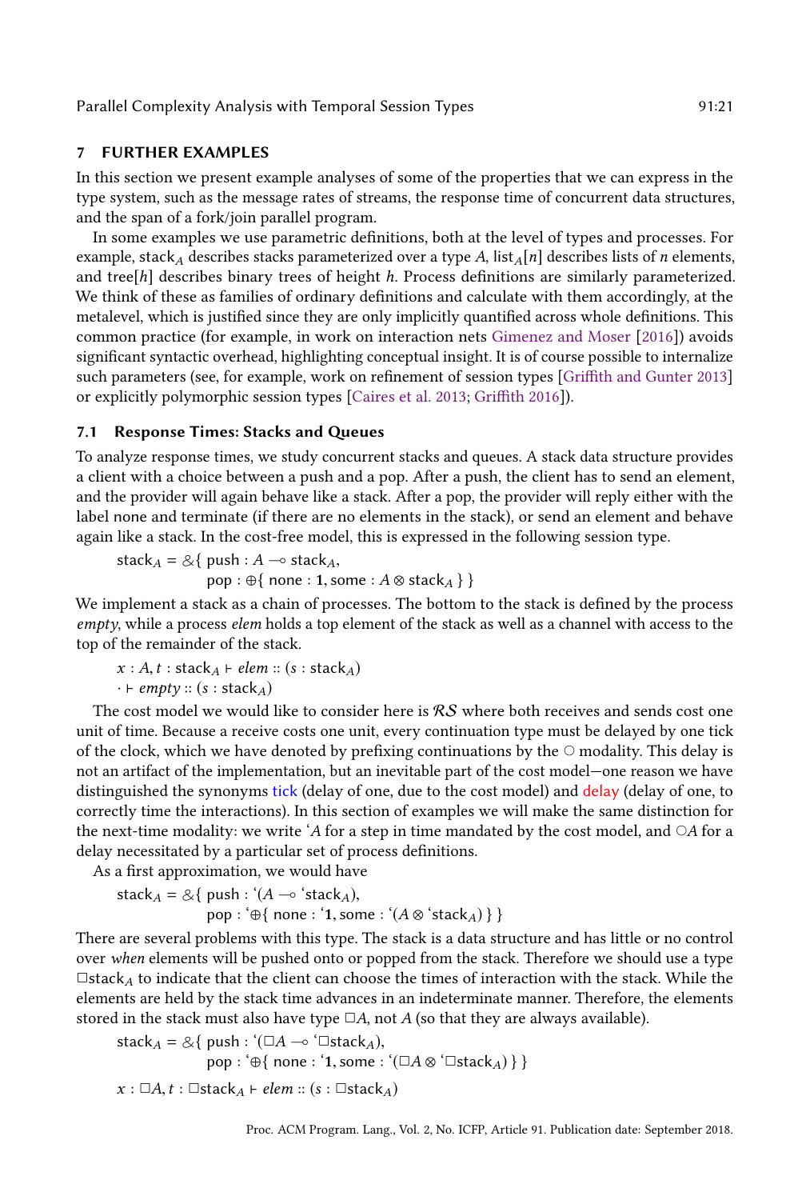## 7 FURTHER EXAMPLES

In this section we present example analyses of some of the properties that we can express in the type system, such as the message rates of streams, the response time of concurrent data structures, and the span of a fork/join parallel program.

In some examples we use parametric definitions, both at the level of types and processes. For example, $\mathsf{stack}_A$ describes stacks parameterized over a type $A$, $\mathsf{list}_A[n]$ describes lists of $n$ elements, and $\mathsf{tree}[h]$ describes binary trees of height $h$. Process definitions are similarly parameterized. We think of these as families of ordinary definitions and calculate with them accordingly, at the metalevel, which is justified since they are only implicitly quantified across whole definitions. This common practice (for example, in work on interaction nets Gimenez and Moser [2016]) avoids significant syntactic overhead, highlighting conceptual insight. It is of course possible to internalize such parameters (see, for example, work on refinement of session types [Griffith and Gunter 2013] or explicitly polymorphic session types [Caires et al. 2013; Griffith 2016]).

### 7.1 Response Times: Stacks and Queues

To analyze response times, we study concurrent stacks and queues. A stack data structure provides a client with a choice between a push and a pop. After a push, the client has to send an element, and the provider will again behave like a stack. After a pop, the provider will reply either with the label none and terminate (if there are no elements in the stack), or send an element and behave again like a stack. In the cost-free model, this is expressed in the following session type.

$$\begin{aligned} \mathsf{stack}_A = \&\{\ & \mathsf{push} : A \multimap \mathsf{stack}_A, \\ & \mathsf{pop} : \oplus\{\ \mathsf{none} : \mathbf{1}, \mathsf{some} : A \otimes \mathsf{stack}_A\ \}\ \} \end{aligned}$$

We implement a stack as a chain of processes. The bottom to the stack is defined by the process *empty*, while a process *elem* holds a top element of the stack as well as a channel with access to the top of the remainder of the stack.

$$x : A, t : \mathsf{stack}_A \vdash \mathit{elem} :: (s : \mathsf{stack}_A)$$
$$\cdot \vdash \mathit{empty} :: (s : \mathsf{stack}_A)$$

The cost model we would like to consider here is $\mathcal{RS}$ where both receives and sends cost one unit of time. Because a receive costs one unit, every continuation type must be delayed by one tick of the clock, which we have denoted by prefixing continuations by the $\bigcirc$ modality. This delay is not an artifact of the implementation, but an inevitable part of the cost model—one reason we have distinguished the synonyms tick (delay of one, due to the cost model) and delay (delay of one, to correctly time the interactions). In this section of examples we will make the same distinction for the next-time modality: we write ${}^{\backprime}A$ for a step in time mandated by the cost model, and $\bigcirc A$ for a delay necessitated by a particular set of process definitions.

As a first approximation, we would have

$$\begin{aligned} \mathsf{stack}_A = \&\{\ & \mathsf{push} : {}^{\backprime}(A \multimap {}^{\backprime}\mathsf{stack}_A), \\ & \mathsf{pop} : {}^{\backprime}\oplus\{\ \mathsf{none} : {}^{\backprime}\mathbf{1}, \mathsf{some} : {}^{\backprime}(A \otimes {}^{\backprime}\mathsf{stack}_A)\ \}\ \} \end{aligned}$$

There are several problems with this type. The stack is a data structure and has little or no control over *when* elements will be pushed onto or popped from the stack. Therefore we should use a type $\Box\mathsf{stack}_A$ to indicate that the client can choose the times of interaction with the stack. While the elements are held by the stack time advances in an indeterminate manner. Therefore, the elements stored in the stack must also have type $\Box A$, not $A$ (so that they are always available).

$$\begin{aligned} \mathsf{stack}_A = \&\{\ & \mathsf{push} : {}^{\backprime}(\Box A \multimap {}^{\backprime}\Box\mathsf{stack}_A), \\ & \mathsf{pop} : {}^{\backprime}\oplus\{\ \mathsf{none} : {}^{\backprime}\mathbf{1}, \mathsf{some} : {}^{\backprime}(\Box A \otimes {}^{\backprime}\Box\mathsf{stack}_A)\ \}\ \} \end{aligned}$$

$$x : \Box A, t : \Box\mathsf{stack}_A \vdash \mathit{elem} :: (s : \Box\mathsf{stack}_A)$$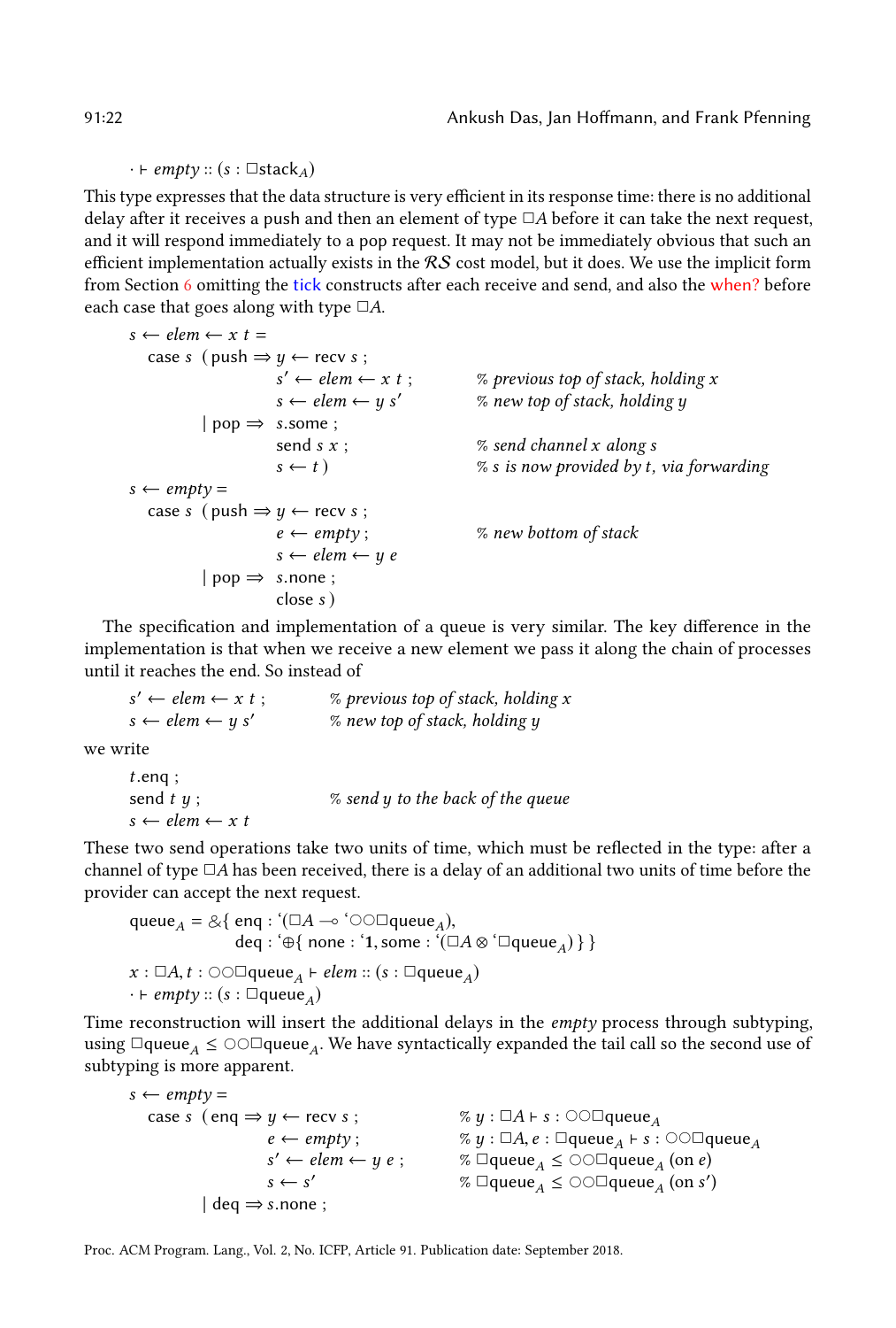$\cdot \vdash \mathit{empty} :: (s : \Box\mathsf{stack}_A)$

This type expresses that the data structure is very efficient in its response time: there is no additional delay after it receives a push and then an element of type $\Box A$ before it can take the next request, and it will respond immediately to a pop request. It may not be immediately obvious that such an efficient implementation actually exists in the $\mathcal{RS}$ cost model, but it does. We use the implicit form from Section 6 omitting the tick constructs after each receive and send, and also the when? before each case that goes along with type $\Box A$.

```
s ← elem ← x t =
  case s  ( push ⇒ y ← recv s ;
                   s′ ← elem ← x t ;      % previous top of stack, holding x
                   s ← elem ← y s′         % new top of stack, holding y
          | pop ⇒  s.some ;
                   send s x ;              % send channel x along s
                   s ← t )                 % s is now provided by t, via forwarding
s ← empty =
  case s  ( push ⇒ y ← recv s ;
                   e ← empty ;             % new bottom of stack
                   s ← elem ← y e
          | pop ⇒  s.none ;
                   close s )
```

The specification and implementation of a queue is very similar. The key difference in the implementation is that when we receive a new element we pass it along the chain of processes until it reaches the end. So instead of

```
s′ ← elem ← x t ;      % previous top of stack, holding x
s ← elem ← y s′        % new top of stack, holding y
```

we write

```
t.enq ;
send t y ;             % send y to the back of the queue
s ← elem ← x t
```

These two send operations take two units of time, which must be reflected in the type: after a channel of type $\Box A$ has been received, there is a delay of an additional two units of time before the provider can accept the next request.

$$\mathsf{queue}_A = \&\{\,\mathsf{enq} : `(\Box A \multimap `\bigcirc\bigcirc\Box\mathsf{queue}_A),\; \mathsf{deq} : `\oplus\{\,\mathsf{none} : `\mathbf{1}, \mathsf{some} : `(\Box A \otimes `\Box\mathsf{queue}_A)\,\}\,\}$$

$x : \Box A, t : \bigcirc\bigcirc\Box\mathsf{queue}_A \vdash \mathit{elem} :: (s : \Box\mathsf{queue}_A)$
$\cdot \vdash \mathit{empty} :: (s : \Box\mathsf{queue}_A)$

Time reconstruction will insert the additional delays in the *empty* process through subtyping, using $\Box\mathsf{queue}_A \leq \bigcirc\bigcirc\Box\mathsf{queue}_A$. We have syntactically expanded the tail call so the second use of subtyping is more apparent.

```
s ← empty =
  case s  ( enq ⇒ y ← recv s ;          % y : □A ⊢ s : ○○□queue_A
                  e ← empty ;           % y : □A, e : □queue_A ⊢ s : ○○□queue_A
                  s′ ← elem ← y e ;     % □queue_A ≤ ○○□queue_A (on e)
                  s ← s′                % □queue_A ≤ ○○□queue_A (on s′)
          | deq ⇒ s.none ;
```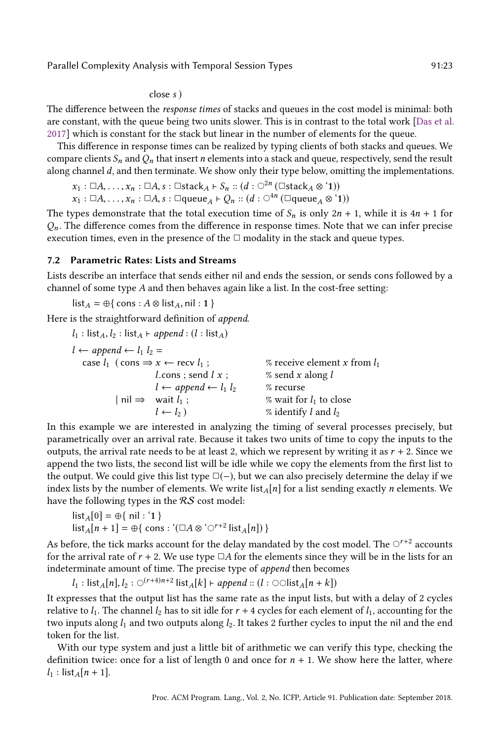close $s$ )

The difference between the *response times* of stacks and queues in the cost model is minimal: both are constant, with the queue being two units slower. This is in contrast to the total work [Das et al. 2017] which is constant for the stack but linear in the number of elements for the queue.

This difference in response times can be realized by typing clients of both stacks and queues. We compare clients $S_n$ and $Q_n$ that insert $n$ elements into a stack and queue, respectively, send the result along channel $d$, and then terminate. We show only their type below, omitting the implementations.

$$x_1 : \Box A, \ldots, x_n : \Box A, s : \Box\mathsf{stack}_A \vdash S_n :: (d : \bigcirc^{2n}\,(\Box\mathsf{stack}_A \otimes {`}\mathbf{1}))$$
$$x_1 : \Box A, \ldots, x_n : \Box A, s : \Box\mathsf{queue}_A \vdash Q_n :: (d : \bigcirc^{4n}\,(\Box\mathsf{queue}_A \otimes {`}\mathbf{1}))$$

The types demonstrate that the total execution time of $S_n$ is only $2n + 1$, while it is $4n + 1$ for $Q_n$. The difference comes from the difference in response times. Note that we can infer precise execution times, even in the presence of the $\Box$ modality in the stack and queue types.

### 7.2 Parametric Rates: Lists and Streams

Lists describe an interface that sends either nil and ends the session, or sends cons followed by a channel of some type $A$ and then behaves again like a list. In the cost-free setting:

$$\mathsf{list}_A = \oplus\{\,\mathsf{cons} : A \otimes \mathsf{list}_A, \mathsf{nil} : \mathbf{1}\,\}$$

Here is the straightforward definition of *append*.

```
l1 : list_A, l2 : list_A ⊢ append : (l : list_A)

l ← append ← l1 l2 =
  case l1 ( cons ⇒ x ← recv l1 ;          % receive element x from l1
                   l.cons ; send l x ;    % send x along l
                   l ← append ← l1 l2     % recurse
          | nil ⇒  wait l1 ;              % wait for l1 to close
                   l ← l2 )               % identify l and l2
```

In this example we are interested in analyzing the timing of several processes precisely, but parametrically over an arrival rate. Because it takes two units of time to copy the inputs to the outputs, the arrival rate needs to be at least 2, which we represent by writing it as $r + 2$. Since we append the two lists, the second list will be idle while we copy the elements from the first list to the output. We could give this list type $\Box(-)$, but we can also precisely determine the delay if we index lists by the number of elements. We write $\mathsf{list}_A[n]$ for a list sending exactly $n$ elements. We have the following types in the $\mathcal{RS}$ cost model:

$$\mathsf{list}_A[0] = \oplus\{\,\mathsf{nil} : {`}\mathbf{1}\,\}$$
$$\mathsf{list}_A[n+1] = \oplus\{\,\mathsf{cons} : {`}(\Box A \otimes {`}\bigcirc^{r+2}\,\mathsf{list}_A[n])\,\}$$

As before, the tick marks account for the delay mandated by the cost model. The $\bigcirc^{r+2}$ accounts for the arrival rate of $r + 2$. We use type $\Box A$ for the elements since they will be in the lists for an indeterminate amount of time. The precise type of *append* then becomes

$$l_1 : \mathsf{list}_A[n], l_2 : \bigcirc^{(r+4)n+2}\,\mathsf{list}_A[k] \vdash append :: (l : \bigcirc\bigcirc\mathsf{list}_A[n+k])$$

It expresses that the output list has the same rate as the input lists, but with a delay of 2 cycles relative to $l_1$. The channel $l_2$ has to sit idle for $r + 4$ cycles for each element of $l_1$, accounting for the two inputs along $l_1$ and two outputs along $l_2$. It takes 2 further cycles to input the nil and the end token for the list.

With our type system and just a little bit of arithmetic we can verify this type, checking the definition twice: once for a list of length 0 and once for $n + 1$. We show here the latter, where $l_1 : \mathsf{list}_A[n + 1]$.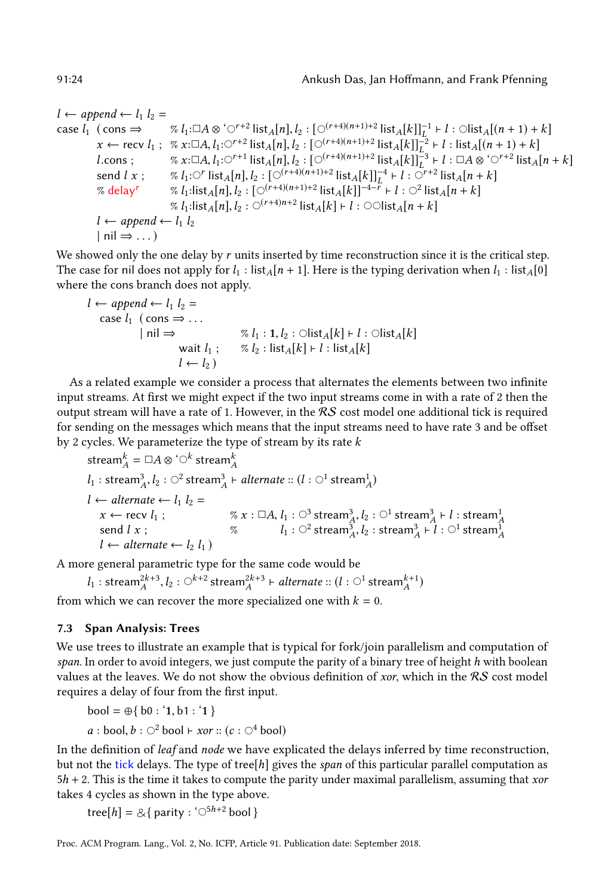$$
\begin{array}{lll}
l \leftarrow \mathit{append} \leftarrow l_1\ l_2 = & & \\
\text{case } l_1\ \ (\text{cons} \Rightarrow & \%\ l_1{:}\Box A \otimes {`}\bigcirc^{r+2}\,\mathsf{list}_A[n], l_2 : [\bigcirc^{(r+4)(n+1)+2}\,\mathsf{list}_A[k]]_L^{-1} \vdash l : \bigcirc\mathsf{list}_A[(n+1)+k] \\
\quad x \leftarrow \text{recv } l_1\ ; & \%\ x{:}\Box A, l_1{:}\bigcirc^{r+2}\,\mathsf{list}_A[n], l_2 : [\bigcirc^{(r+4)(n+1)+2}\,\mathsf{list}_A[k]]_L^{-2} \vdash l : \mathsf{list}_A[(n+1)+k] \\
\quad l.\text{cons}\ ; & \%\ x{:}\Box A, l_1{:}\bigcirc^{r+1}\,\mathsf{list}_A[n], l_2 : [\bigcirc^{(r+4)(n+1)+2}\,\mathsf{list}_A[k]]_L^{-3} \vdash l : \Box A \otimes {`}\bigcirc^{r+2}\,\mathsf{list}_A[n+k] \\
\quad \text{send } l\ x\ ; & \%\ l_1{:}\bigcirc^{r}\,\mathsf{list}_A[n], l_2 : [\bigcirc^{(r+4)(n+1)+2}\,\mathsf{list}_A[k]]_L^{-4} \vdash l : \bigcirc^{r+2}\,\mathsf{list}_A[n+k] \\
\quad \%\ \mathsf{delay}^r & \%\ l_1{:}\mathsf{list}_A[n], l_2 : [\bigcirc^{(r+4)(n+1)+2}\,\mathsf{list}_A[k]]^{-4-r} \vdash l : \bigcirc^2\,\mathsf{list}_A[n+k] \\
 & \%\ l_1{:}\mathsf{list}_A[n], l_2 : \bigcirc^{(r+4)n+2}\,\mathsf{list}_A[k] \vdash l : \bigcirc\bigcirc\mathsf{list}_A[n+k] \\
\quad l \leftarrow \mathit{append} \leftarrow l_1\ l_2 & & \\
\quad \mid \text{nil} \Rightarrow \ldots) & &
\end{array}
$$

We showed only the one delay by $r$ units inserted by time reconstruction since it is the critical step. The case for nil does not apply for $l_1 : \mathsf{list}_A[n+1]$. Here is the typing derivation when $l_1 : \mathsf{list}_A[0]$ where the cons branch does not apply.

$$
\begin{array}{lll}
l \leftarrow \mathit{append} \leftarrow l_1\ l_2 = & & \\
\quad \text{case } l_1\ \ (\text{cons} \Rightarrow \ldots & & \\
\quad\quad \mid \text{nil} \Rightarrow & \%\ l_1 : \mathbf{1}, l_2 : \bigcirc\mathsf{list}_A[k] \vdash l : \bigcirc\mathsf{list}_A[k] \\
\quad\quad\quad \text{wait } l_1\ ; & \%\ l_2 : \mathsf{list}_A[k] \vdash l : \mathsf{list}_A[k] \\
\quad\quad\quad l \leftarrow l_2\,) & &
\end{array}
$$

As a related example we consider a process that alternates the elements between two infinite input streams. At first we might expect if the two input streams come in with a rate of 2 then the output stream will have a rate of 1. However, in the $\mathcal{RS}$ cost model one additional tick is required for sending on the messages which means that the input streams need to have rate 3 and be offset by 2 cycles. We parameterize the type of stream by its rate $k$

$$\mathsf{stream}_A^k = \Box A \otimes {`}\bigcirc^k\,\mathsf{stream}_A^k$$

$$l_1 : \mathsf{stream}_A^3, l_2 : \bigcirc^2\,\mathsf{stream}_A^3 \vdash \mathit{alternate} :: (l : \bigcirc^1\,\mathsf{stream}_A^1)$$

$$
\begin{array}{lll}
l \leftarrow \mathit{alternate} \leftarrow l_1\ l_2 = & & \\
\quad x \leftarrow \text{recv } l_1\ ; & \%\ x : \Box A,\ l_1 : \bigcirc^3\,\mathsf{stream}_A^3, l_2 : \bigcirc^1\,\mathsf{stream}_A^3 \vdash l : \mathsf{stream}_A^1 \\
\quad \text{send } l\ x\ ; & \%\ \qquad\quad l_1 : \bigcirc^2\,\mathsf{stream}_A^3, l_2 : \mathsf{stream}_A^3 \vdash l : \bigcirc^1\,\mathsf{stream}_A^1 \\
\quad l \leftarrow \mathit{alternate} \leftarrow l_2\ l_1\,) & &
\end{array}
$$

A more general parametric type for the same code would be

$$l_1 : \mathsf{stream}_A^{2k+3}, l_2 : \bigcirc^{k+2}\,\mathsf{stream}_A^{2k+3} \vdash \mathit{alternate} :: (l : \bigcirc^1\,\mathsf{stream}_A^{k+1})$$

from which we can recover the more specialized one with $k = 0$.

### 7.3 Span Analysis: Trees

We use trees to illustrate an example that is typical for fork/join parallelism and computation of *span*. In order to avoid integers, we just compute the parity of a binary tree of height $h$ with boolean values at the leaves. We do not show the obvious definition of *xor*, which in the $\mathcal{RS}$ cost model requires a delay of four from the first input.

$$\mathsf{bool} = \oplus\{\,\mathsf{b0} : {`}\mathbf{1}, \mathsf{b1} : {`}\mathbf{1}\,\}$$

$$a : \mathsf{bool}, b : \bigcirc^2\,\mathsf{bool} \vdash \mathit{xor} :: (c : \bigcirc^4\,\mathsf{bool})$$

In the definition of *leaf* and *node* we have explicated the delays inferred by time reconstruction, but not the tick delays. The type of $\mathsf{tree}[h]$ gives the *span* of this particular parallel computation as $5h + 2$. This is the time it takes to compute the parity under maximal parallelism, assuming that *xor* takes 4 cycles as shown in the type above.

$$\mathsf{tree}[h] = \&\{\,\mathsf{parity} : {`}\bigcirc^{5h+2}\,\mathsf{bool}\,\}$$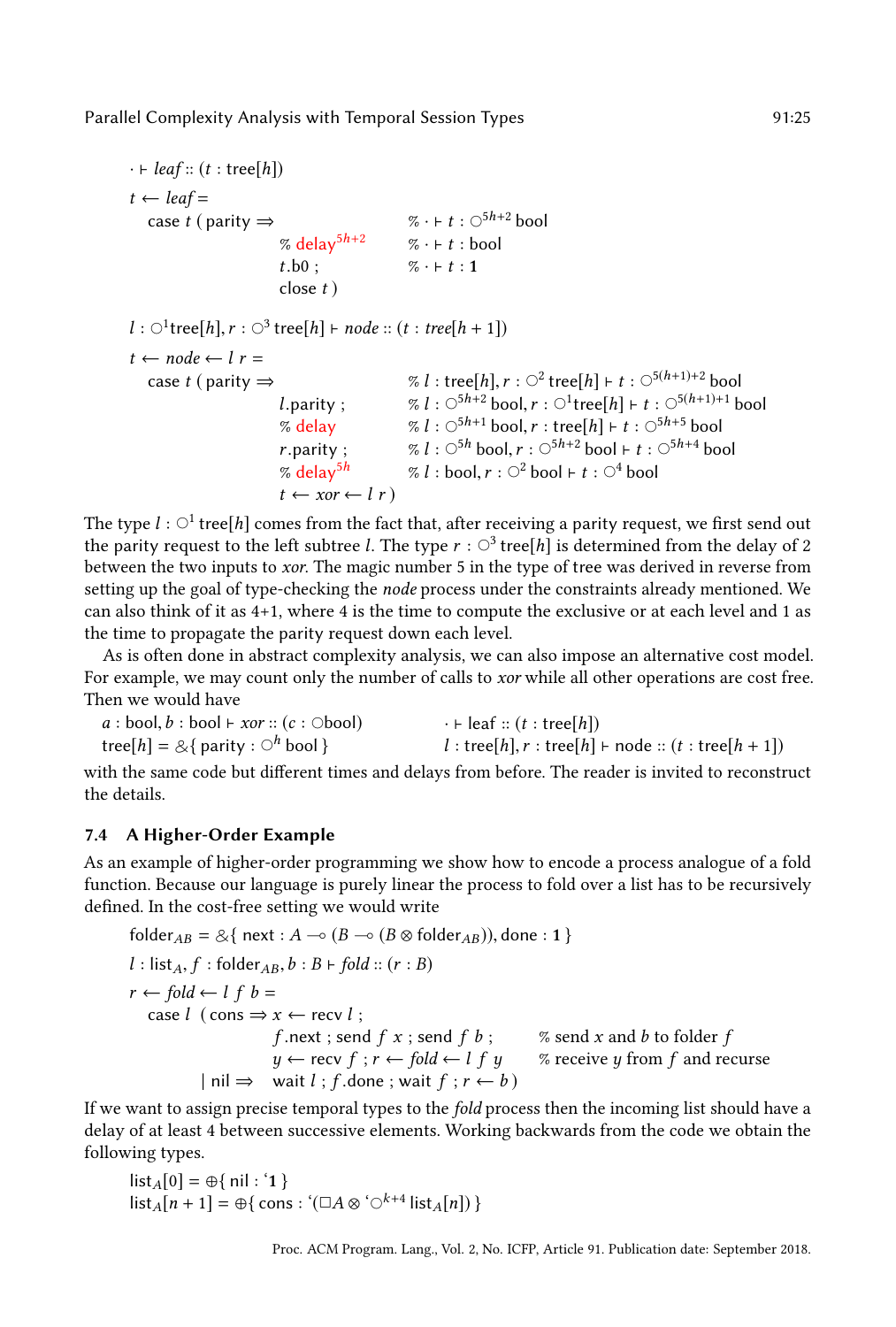$$\cdot \vdash \mathit{leaf} :: (t : \mathsf{tree}[h])$$

$$
\begin{array}{lll}
t \leftarrow \mathit{leaf} = & & \\
\quad \mathsf{case}\ t\ (\ \mathsf{parity} \Rightarrow & & \%\ \cdot \vdash t : \bigcirc^{5h+2}\,\mathsf{bool} \\
 & \%\ \mathsf{delay}^{5h+2} & \%\ \cdot \vdash t : \mathsf{bool} \\
 & t.\mathsf{b0}\ ; & \%\ \cdot \vdash t : \mathbf{1} \\
 & \mathsf{close}\ t\ ) &
\end{array}
$$

$$l : \bigcirc^{1}\mathsf{tree}[h], r : \bigcirc^{3}\,\mathsf{tree}[h] \vdash \mathit{node} :: (t : \mathit{tree}[h+1])$$

$$
\begin{array}{lll}
t \leftarrow \mathit{node} \leftarrow l\ r = & & \\
\quad \mathsf{case}\ t\ (\ \mathsf{parity} \Rightarrow & & \%\ l : \mathsf{tree}[h], r : \bigcirc^{2}\,\mathsf{tree}[h] \vdash t : \bigcirc^{5(h+1)+2}\,\mathsf{bool} \\
 & l.\mathsf{parity}\ ; & \%\ l : \bigcirc^{5h+2}\,\mathsf{bool}, r : \bigcirc^{1}\mathsf{tree}[h] \vdash t : \bigcirc^{5(h+1)+1}\,\mathsf{bool} \\
 & \%\ \mathsf{delay} & \%\ l : \bigcirc^{5h+1}\,\mathsf{bool}, r : \mathsf{tree}[h] \vdash t : \bigcirc^{5h+5}\,\mathsf{bool} \\
 & r.\mathsf{parity}\ ; & \%\ l : \bigcirc^{5h}\,\mathsf{bool}, r : \bigcirc^{5h+2}\,\mathsf{bool} \vdash t : \bigcirc^{5h+4}\,\mathsf{bool} \\
 & \%\ \mathsf{delay}^{5h} & \%\ l : \mathsf{bool}, r : \bigcirc^{2}\,\mathsf{bool} \vdash t : \bigcirc^{4}\,\mathsf{bool} \\
 & t \leftarrow \mathit{xor} \leftarrow l\ r\ ) &
\end{array}
$$

The type $l : \bigcirc^1\,\mathsf{tree}[h]$ comes from the fact that, after receiving a parity request, we first send out the parity request to the left subtree $l$. The type $r : \bigcirc^3\,\mathsf{tree}[h]$ is determined from the delay of 2 between the two inputs to *xor*. The magic number 5 in the type of tree was derived in reverse from setting up the goal of type-checking the *node* process under the constraints already mentioned. We can also think of it as 4+1, where 4 is the time to compute the exclusive or at each level and 1 as the time to propagate the parity request down each level.

As is often done in abstract complexity analysis, we can also impose an alternative cost model. For example, we may count only the number of calls to *xor* while all other operations are cost free. Then we would have

$$
\begin{array}{ll}
a : \mathsf{bool}, b : \mathsf{bool} \vdash \mathit{xor} :: (c : \bigcirc\mathsf{bool}) & \cdot \vdash \mathsf{leaf} :: (t : \mathsf{tree}[h]) \\
\mathsf{tree}[h] = \&\{\ \mathsf{parity} : \bigcirc^{h}\,\mathsf{bool}\ \} & l : \mathsf{tree}[h], r : \mathsf{tree}[h] \vdash \mathsf{node} :: (t : \mathsf{tree}[h+1])
\end{array}
$$

with the same code but different times and delays from before. The reader is invited to reconstruct the details.

### 7.4 A Higher-Order Example

As an example of higher-order programming we show how to encode a process analogue of a fold function. Because our language is purely linear the process to fold over a list has to be recursively defined. In the cost-free setting we would write

$$\mathsf{folder}_{AB} = \&\{\ \mathsf{next} : A \multimap (B \multimap (B \otimes \mathsf{folder}_{AB})), \mathsf{done} : \mathbf{1}\ \}$$

$$l : \mathsf{list}_A, f : \mathsf{folder}_{AB}, b : B \vdash \mathit{fold} :: (r : B)$$

$$
\begin{array}{lll}
r \leftarrow \mathit{fold} \leftarrow l\ f\ b = & & \\
\quad \mathsf{case}\ l\ \ (\ \mathsf{cons} \Rightarrow & x \leftarrow \mathsf{recv}\ l\ ; & \\
 & f.\mathsf{next}\ ;\ \mathsf{send}\ f\ x\ ;\ \mathsf{send}\ f\ b\ ; & \%\ \text{send } x \text{ and } b \text{ to folder } f \\
 & y \leftarrow \mathsf{recv}\ f\ ;\ r \leftarrow \mathit{fold} \leftarrow l\ f\ y & \%\ \text{receive } y \text{ from } f \text{ and recurse} \\
\qquad\quad \mid \mathsf{nil} \Rightarrow & \mathsf{wait}\ l\ ;\ f.\mathsf{done}\ ;\ \mathsf{wait}\ f\ ;\ r \leftarrow b\ ) &
\end{array}
$$

If we want to assign precise temporal types to the *fold* process then the incoming list should have a delay of at least 4 between successive elements. Working backwards from the code we obtain the following types.

$$\mathsf{list}_A[0] = \oplus\{\ \mathsf{nil} : \text{‘}\mathbf{1}\ \}$$
$$\mathsf{list}_A[n+1] = \oplus\{\ \mathsf{cons} : \text{‘}(\Box A \otimes \text{‘}\bigcirc^{k+4}\,\mathsf{list}_A[n])\ \}$$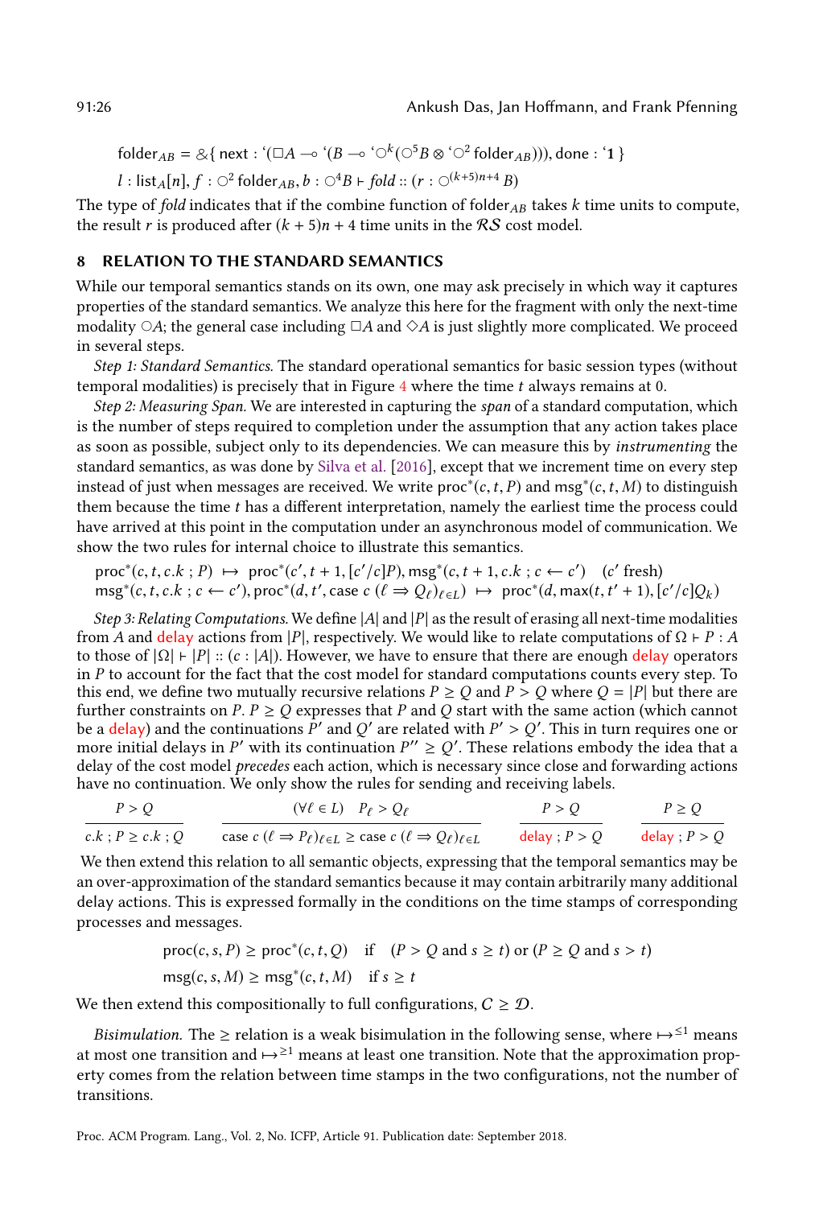$$\text{folder}_{AB} = \&\{\, \text{next} : `(\Box A \multimap `(B \multimap `\bigcirc^k(\bigcirc^5 B \otimes `\bigcirc^2 \text{folder}_{AB}))), \text{done} : `\mathbf{1}\,\}$$

$$l : \text{list}_A[n], f : \bigcirc^2 \text{folder}_{AB}, b : \bigcirc^4 B \vdash \textit{fold} :: (r : \bigcirc^{(k+5)n+4} B)$$

The type of *fold* indicates that if the combine function of $\text{folder}_{AB}$ takes $k$ time units to compute, the result $r$ is produced after $(k+5)n+4$ time units in the $\mathcal{RS}$ cost model.

## 8 RELATION TO THE STANDARD SEMANTICS

While our temporal semantics stands on its own, one may ask precisely in which way it captures properties of the standard semantics. We analyze this here for the fragment with only the next-time modality $\bigcirc A$; the general case including $\Box A$ and $\Diamond A$ is just slightly more complicated. We proceed in several steps.

*Step 1: Standard Semantics.* The standard operational semantics for basic session types (without temporal modalities) is precisely that in Figure 4 where the time $t$ always remains at 0.

*Step 2: Measuring Span.* We are interested in capturing the *span* of a standard computation, which is the number of steps required to completion under the assumption that any action takes place as soon as possible, subject only to its dependencies. We can measure this by *instrumenting* the standard semantics, as was done by Silva et al. [2016], except that we increment time on every step instead of just when messages are received. We write $\text{proc}^*(c, t, P)$ and $\text{msg}^*(c, t, M)$ to distinguish them because the time $t$ has a different interpretation, namely the earliest time the process could have arrived at this point in the computation under an asynchronous model of communication. We show the two rules for internal choice to illustrate this semantics.

$$\text{proc}^*(c, t, c.k \,;\, P) \;\mapsto\; \text{proc}^*(c', t+1, [c'/c]P), \text{msg}^*(c, t+1, c.k \,;\, c \leftarrow c') \quad (c' \text{ fresh})$$
$$\text{msg}^*(c, t, c.k \,;\, c \leftarrow c'), \text{proc}^*(d, t', \text{case } c\ (\ell \Rightarrow Q_\ell)_{\ell \in L}) \;\mapsto\; \text{proc}^*(d, \max(t, t'+1), [c'/c]Q_k)$$

*Step 3: Relating Computations.* We define $|A|$ and $|P|$ as the result of erasing all next-time modalities from $A$ and delay actions from $|P|$, respectively. We would like to relate computations of $\Omega \vdash P : A$ to those of $|\Omega| \vdash |P| :: (c : |A|)$. However, we have to ensure that there are enough delay operators in $P$ to account for the fact that the cost model for standard computations counts every step. To this end, we define two mutually recursive relations $P \geq Q$ and $P > Q$ where $Q = |P|$ but there are further constraints on $P$. $P \geq Q$ expresses that $P$ and $Q$ start with the same action (which cannot be a delay) and the continuations $P'$ and $Q'$ are related with $P' > Q'$. This in turn requires one or more initial delays in $P'$ with its continuation $P'' \geq Q'$. These relations embody the idea that a delay of the cost model *precedes* each action, which is necessary since close and forwarding actions have no continuation. We only show the rules for sending and receiving labels.

$$\frac{P > Q}{c.k \,;\, P \geq c.k \,;\, Q} \qquad \frac{(\forall \ell \in L) \quad P_\ell > Q_\ell}{\text{case } c\ (\ell \Rightarrow P_\ell)_{\ell \in L} \geq \text{case } c\ (\ell \Rightarrow Q_\ell)_{\ell \in L}} \qquad \frac{P > Q}{\text{delay} \,;\, P > Q} \qquad \frac{P \geq Q}{\text{delay} \,;\, P > Q}$$

We then extend this relation to all semantic objects, expressing that the temporal semantics may be an over-approximation of the standard semantics because it may contain arbitrarily many additional delay actions. This is expressed formally in the conditions on the time stamps of corresponding processes and messages.

$$\text{proc}(c, s, P) \geq \text{proc}^*(c, t, Q) \quad \text{if} \quad (P > Q \text{ and } s \geq t) \text{ or } (P \geq Q \text{ and } s > t)$$
$$\text{msg}(c, s, M) \geq \text{msg}^*(c, t, M) \quad \text{if } s \geq t$$

We then extend this compositionally to full configurations, $\mathcal{C} \geq \mathcal{D}$.

*Bisimulation.* The $\geq$ relation is a weak bisimulation in the following sense, where $\mapsto^{\leq 1}$ means at most one transition and $\mapsto^{\geq 1}$ means at least one transition. Note that the approximation property comes from the relation between time stamps in the two configurations, not the number of transitions.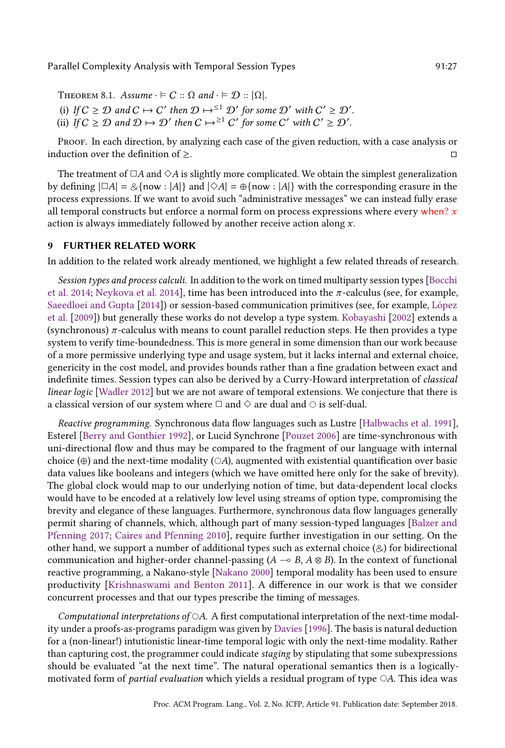**Theorem 8.1.** *Assume* $\cdot \vDash \mathcal{C} :: \Omega$ *and* $\cdot \vDash \mathcal{D} :: |\Omega|$.

(i) *If* $\mathcal{C} \geq \mathcal{D}$ *and* $\mathcal{C} \mapsto \mathcal{C}'$ *then* $\mathcal{D} \mapsto^{\leq 1} \mathcal{D}'$ *for some* $\mathcal{D}'$ *with* $\mathcal{C}' \geq \mathcal{D}'$.

(ii) *If* $\mathcal{C} \geq \mathcal{D}$ *and* $\mathcal{D} \mapsto \mathcal{D}'$ *then* $\mathcal{C} \mapsto^{\geq 1} \mathcal{C}'$ *for some* $\mathcal{C}'$ *with* $\mathcal{C}' \geq \mathcal{D}'$.

*Proof.* In each direction, by analyzing each case of the given reduction, with a case analysis or induction over the definition of $\geq$. ◻

The treatment of $\Box A$ and $\Diamond A$ is slightly more complicated. We obtain the simplest generalization by defining $|\Box A| = \&\{\text{now} : |A|\}$ and $|\Diamond A| = \oplus\{\text{now} : |A|\}$ with the corresponding erasure in the process expressions. If we want to avoid such "administrative messages" we can instead fully erase all temporal constructs but enforce a normal form on process expressions where every **when?** $x$ action is always immediately followed by another receive action along $x$.

## 9 FURTHER RELATED WORK

In addition to the related work already mentioned, we highlight a few related threads of research.

*Session types and process calculi.* In addition to the work on timed multiparty session types [Bocchi et al. 2014; Neykova et al. 2014], time has been introduced into the $\pi$-calculus (see, for example, Saeedloei and Gupta [2014]) or session-based communication primitives (see, for example, López et al. [2009]) but generally these works do not develop a type system. Kobayashi [2002] extends a (synchronous) $\pi$-calculus with means to count parallel reduction steps. He then provides a type system to verify time-boundedness. This is more general in some dimension than our work because of a more permissive underlying type and usage system, but it lacks internal and external choice, genericity in the cost model, and provides bounds rather than a fine gradation between exact and indefinite times. Session types can also be derived by a Curry-Howard interpretation of *classical linear logic* [Wadler 2012] but we are not aware of temporal extensions. We conjecture that there is a classical version of our system where $\Box$ and $\Diamond$ are dual and $\bigcirc$ is self-dual.

*Reactive programming.* Synchronous data flow languages such as Lustre [Halbwachs et al. 1991], Esterel [Berry and Gonthier 1992], or Lucid Synchrone [Pouzet 2006] are time-synchronous with uni-directional flow and thus may be compared to the fragment of our language with internal choice ($\oplus$) and the next-time modality ($\bigcirc A$), augmented with existential quantification over basic data values like booleans and integers (which we have omitted here only for the sake of brevity). The global clock would map to our underlying notion of time, but data-dependent local clocks would have to be encoded at a relatively low level using streams of option type, compromising the brevity and elegance of these languages. Furthermore, synchronous data flow languages generally permit sharing of channels, which, although part of many session-typed languages [Balzer and Pfenning 2017; Caires and Pfenning 2010], require further investigation in our setting. On the other hand, we support a number of additional types such as external choice ($\&$) for bidirectional communication and higher-order channel-passing ($A \multimap B$, $A \otimes B$). In the context of functional reactive programming, a Nakano-style [Nakano 2000] temporal modality has been used to ensure productivity [Krishnaswami and Benton 2011]. A difference in our work is that we consider concurrent processes and that our types prescribe the timing of messages.

*Computational interpretations of* $\bigcirc A$. A first computational interpretation of the next-time modality under a proofs-as-programs paradigm was given by Davies [1996]. The basis is natural deduction for a (non-linear!) intuitionistic linear-time temporal logic with only the next-time modality. Rather than capturing cost, the programmer could indicate *staging* by stipulating that some subexpressions should be evaluated "at the next time". The natural operational semantics then is a logically-motivated form of *partial evaluation* which yields a residual program of type $\bigcirc A$. This idea was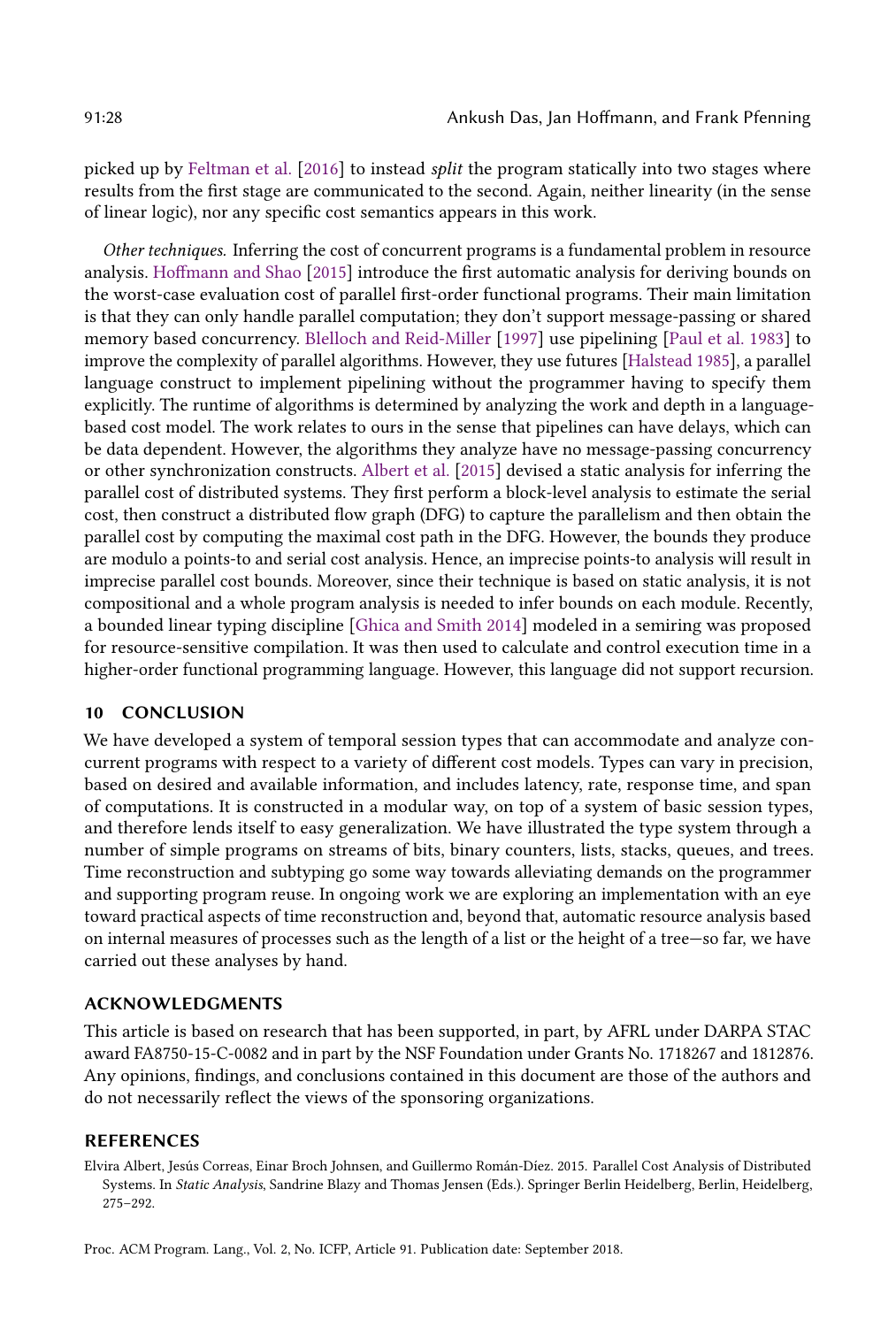picked up by Feltman et al. [2016] to instead *split* the program statically into two stages where results from the first stage are communicated to the second. Again, neither linearity (in the sense of linear logic), nor any specific cost semantics appears in this work.

*Other techniques.* Inferring the cost of concurrent programs is a fundamental problem in resource analysis. Hoffmann and Shao [2015] introduce the first automatic analysis for deriving bounds on the worst-case evaluation cost of parallel first-order functional programs. Their main limitation is that they can only handle parallel computation; they don't support message-passing or shared memory based concurrency. Blelloch and Reid-Miller [1997] use pipelining [Paul et al. 1983] to improve the complexity of parallel algorithms. However, they use futures [Halstead 1985], a parallel language construct to implement pipelining without the programmer having to specify them explicitly. The runtime of algorithms is determined by analyzing the work and depth in a language-based cost model. The work relates to ours in the sense that pipelines can have delays, which can be data dependent. However, the algorithms they analyze have no message-passing concurrency or other synchronization constructs. Albert et al. [2015] devised a static analysis for inferring the parallel cost of distributed systems. They first perform a block-level analysis to estimate the serial cost, then construct a distributed flow graph (DFG) to capture the parallelism and then obtain the parallel cost by computing the maximal cost path in the DFG. However, the bounds they produce are modulo a points-to and serial cost analysis. Hence, an imprecise points-to analysis will result in imprecise parallel cost bounds. Moreover, since their technique is based on static analysis, it is not compositional and a whole program analysis is needed to infer bounds on each module. Recently, a bounded linear typing discipline [Ghica and Smith 2014] modeled in a semiring was proposed for resource-sensitive compilation. It was then used to calculate and control execution time in a higher-order functional programming language. However, this language did not support recursion.

## 10 CONCLUSION

We have developed a system of temporal session types that can accommodate and analyze concurrent programs with respect to a variety of different cost models. Types can vary in precision, based on desired and available information, and includes latency, rate, response time, and span of computations. It is constructed in a modular way, on top of a system of basic session types, and therefore lends itself to easy generalization. We have illustrated the type system through a number of simple programs on streams of bits, binary counters, lists, stacks, queues, and trees. Time reconstruction and subtyping go some way towards alleviating demands on the programmer and supporting program reuse. In ongoing work we are exploring an implementation with an eye toward practical aspects of time reconstruction and, beyond that, automatic resource analysis based on internal measures of processes such as the length of a list or the height of a tree—so far, we have carried out these analyses by hand.

## ACKNOWLEDGMENTS

This article is based on research that has been supported, in part, by AFRL under DARPA STAC award FA8750-15-C-0082 and in part by the NSF Foundation under Grants No. 1718267 and 1812876. Any opinions, findings, and conclusions contained in this document are those of the authors and do not necessarily reflect the views of the sponsoring organizations.

## REFERENCES

Elvira Albert, Jesús Correas, Einar Broch Johnsen, and Guillermo Román-Díez. 2015. Parallel Cost Analysis of Distributed Systems. In *Static Analysis*, Sandrine Blazy and Thomas Jensen (Eds.). Springer Berlin Heidelberg, Berlin, Heidelberg, 275–292.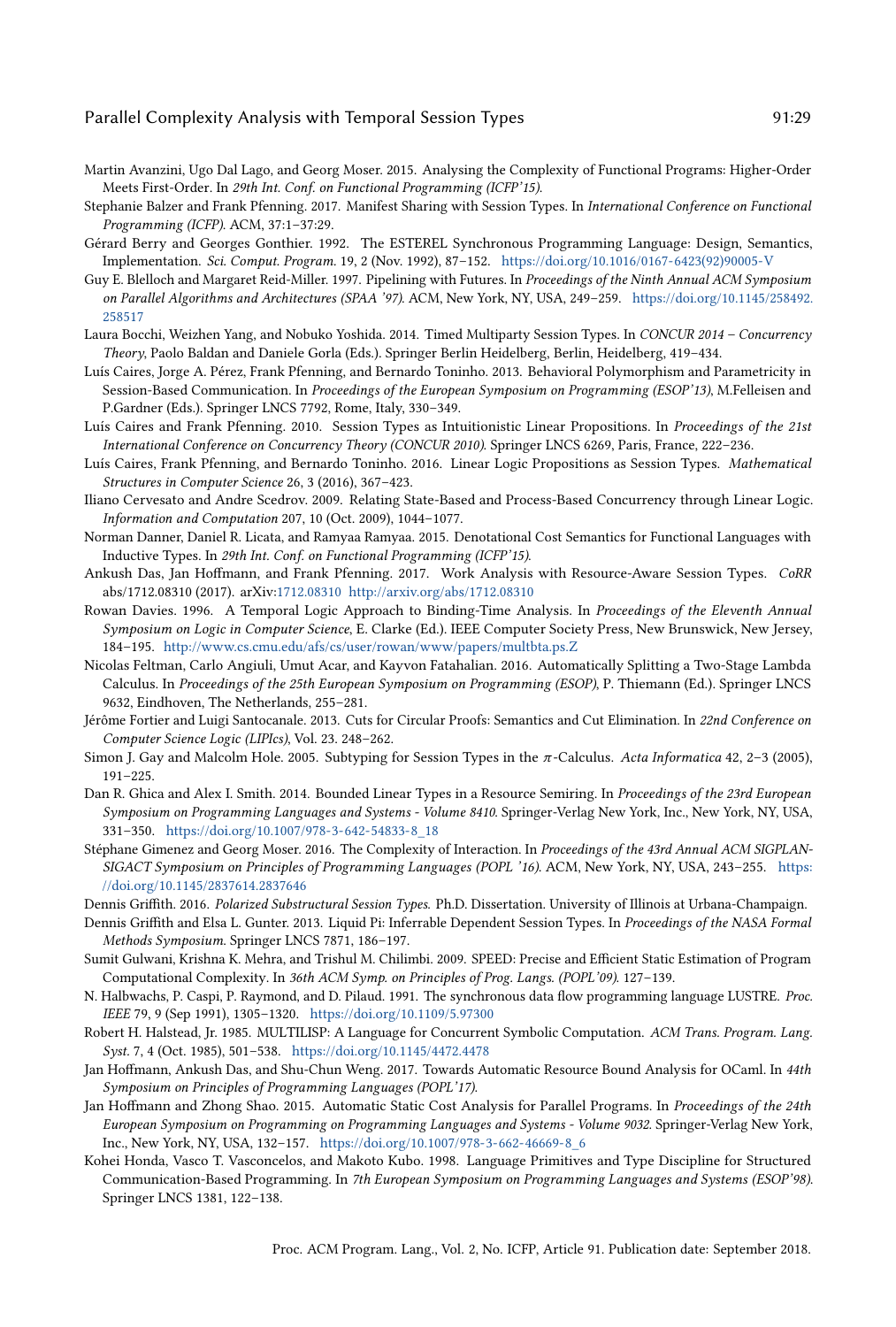Martin Avanzini, Ugo Dal Lago, and Georg Moser. 2015. Analysing the Complexity of Functional Programs: Higher-Order Meets First-Order. In *29th Int. Conf. on Functional Programming (ICFP'15)*.

Stephanie Balzer and Frank Pfenning. 2017. Manifest Sharing with Session Types. In *International Conference on Functional Programming (ICFP)*. ACM, 37:1–37:29.

Gérard Berry and Georges Gonthier. 1992. The ESTEREL Synchronous Programming Language: Design, Semantics, Implementation. *Sci. Comput. Program.* 19, 2 (Nov. 1992), 87–152. https://doi.org/10.1016/0167-6423(92)90005-V

Guy E. Blelloch and Margaret Reid-Miller. 1997. Pipelining with Futures. In *Proceedings of the Ninth Annual ACM Symposium on Parallel Algorithms and Architectures (SPAA '97)*. ACM, New York, NY, USA, 249–259. https://doi.org/10.1145/258492.258517

Laura Bocchi, Weizhen Yang, and Nobuko Yoshida. 2014. Timed Multiparty Session Types. In *CONCUR 2014 – Concurrency Theory*, Paolo Baldan and Daniele Gorla (Eds.). Springer Berlin Heidelberg, Berlin, Heidelberg, 419–434.

Luís Caires, Jorge A. Pérez, Frank Pfenning, and Bernardo Toninho. 2013. Behavioral Polymorphism and Parametricity in Session-Based Communication. In *Proceedings of the European Symposium on Programming (ESOP'13)*, M.Felleisen and P.Gardner (Eds.). Springer LNCS 7792, Rome, Italy, 330–349.

Luís Caires and Frank Pfenning. 2010. Session Types as Intuitionistic Linear Propositions. In *Proceedings of the 21st International Conference on Concurrency Theory (CONCUR 2010)*. Springer LNCS 6269, Paris, France, 222–236.

Luís Caires, Frank Pfenning, and Bernardo Toninho. 2016. Linear Logic Propositions as Session Types. *Mathematical Structures in Computer Science* 26, 3 (2016), 367–423.

Iliano Cervesato and Andre Scedrov. 2009. Relating State-Based and Process-Based Concurrency through Linear Logic. *Information and Computation* 207, 10 (Oct. 2009), 1044–1077.

Norman Danner, Daniel R. Licata, and Ramyaa Ramyaa. 2015. Denotational Cost Semantics for Functional Languages with Inductive Types. In *29th Int. Conf. on Functional Programming (ICFP'15)*.

Ankush Das, Jan Hoffmann, and Frank Pfenning. 2017. Work Analysis with Resource-Aware Session Types. *CoRR* abs/1712.08310 (2017). arXiv:1712.08310 http://arxiv.org/abs/1712.08310

Rowan Davies. 1996. A Temporal Logic Approach to Binding-Time Analysis. In *Proceedings of the Eleventh Annual Symposium on Logic in Computer Science*, E. Clarke (Ed.). IEEE Computer Society Press, New Brunswick, New Jersey, 184–195. http://www.cs.cmu.edu/afs/cs/user/rowan/www/papers/multbta.ps.Z

Nicolas Feltman, Carlo Angiuli, Umut Acar, and Kayvon Fatahalian. 2016. Automatically Splitting a Two-Stage Lambda Calculus. In *Proceedings of the 25th European Symposium on Programming (ESOP)*, P. Thiemann (Ed.). Springer LNCS 9632, Eindhoven, The Netherlands, 255–281.

Jérôme Fortier and Luigi Santocanale. 2013. Cuts for Circular Proofs: Semantics and Cut Elimination. In *22nd Conference on Computer Science Logic (LIPIcs)*, Vol. 23. 248–262.

Simon J. Gay and Malcolm Hole. 2005. Subtyping for Session Types in the $\pi$-Calculus. *Acta Informatica* 42, 2–3 (2005), 191–225.

Dan R. Ghica and Alex I. Smith. 2014. Bounded Linear Types in a Resource Semiring. In *Proceedings of the 23rd European Symposium on Programming Languages and Systems - Volume 8410*. Springer-Verlag New York, Inc., New York, NY, USA, 331–350. https://doi.org/10.1007/978-3-642-54833-8_18

Stéphane Gimenez and Georg Moser. 2016. The Complexity of Interaction. In *Proceedings of the 43rd Annual ACM SIGPLAN-SIGACT Symposium on Principles of Programming Languages (POPL '16)*. ACM, New York, NY, USA, 243–255. https://doi.org/10.1145/2837614.2837646

Dennis Griffith. 2016. *Polarized Substructural Session Types.* Ph.D. Dissertation. University of Illinois at Urbana-Champaign.

Dennis Griffith and Elsa L. Gunter. 2013. Liquid Pi: Inferrable Dependent Session Types. In *Proceedings of the NASA Formal Methods Symposium*. Springer LNCS 7871, 186–197.

Sumit Gulwani, Krishna K. Mehra, and Trishul M. Chilimbi. 2009. SPEED: Precise and Efficient Static Estimation of Program Computational Complexity. In *36th ACM Symp. on Principles of Prog. Langs. (POPL'09)*. 127–139.

N. Halbwachs, P. Caspi, P. Raymond, and D. Pilaud. 1991. The synchronous data flow programming language LUSTRE. *Proc. IEEE* 79, 9 (Sep 1991), 1305–1320. https://doi.org/10.1109/5.97300

Robert H. Halstead, Jr. 1985. MULTILISP: A Language for Concurrent Symbolic Computation. *ACM Trans. Program. Lang. Syst.* 7, 4 (Oct. 1985), 501–538. https://doi.org/10.1145/4472.4478

Jan Hoffmann, Ankush Das, and Shu-Chun Weng. 2017. Towards Automatic Resource Bound Analysis for OCaml. In *44th Symposium on Principles of Programming Languages (POPL'17)*.

Jan Hoffmann and Zhong Shao. 2015. Automatic Static Cost Analysis for Parallel Programs. In *Proceedings of the 24th European Symposium on Programming on Programming Languages and Systems - Volume 9032*. Springer-Verlag New York, Inc., New York, NY, USA, 132–157. https://doi.org/10.1007/978-3-662-46669-8_6

Kohei Honda, Vasco T. Vasconcelos, and Makoto Kubo. 1998. Language Primitives and Type Discipline for Structured Communication-Based Programming. In *7th European Symposium on Programming and Systems (ESOP'98)*. Springer LNCS 1381, 122–138.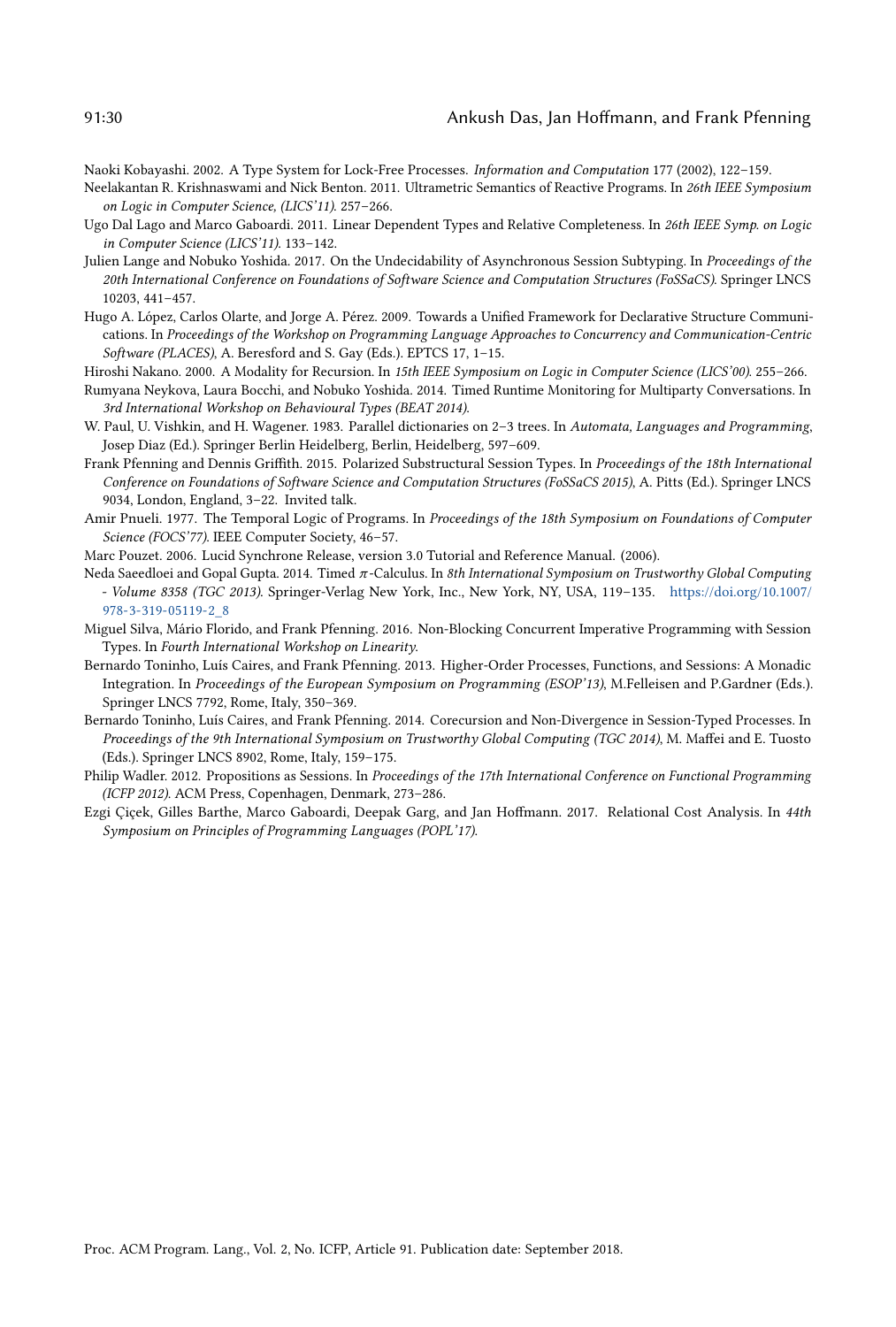Naoki Kobayashi. 2002. A Type System for Lock-Free Processes. *Information and Computation* 177 (2002), 122–159.

Neelakantan R. Krishnaswami and Nick Benton. 2011. Ultrametric Semantics of Reactive Programs. In *26th IEEE Symposium on Logic in Computer Science, (LICS'11)*. 257–266.

Ugo Dal Lago and Marco Gaboardi. 2011. Linear Dependent Types and Relative Completeness. In *26th IEEE Symp. on Logic in Computer Science (LICS'11)*. 133–142.

Julien Lange and Nobuko Yoshida. 2017. On the Undecidability of Asynchronous Session Subtyping. In *Proceedings of the 20th International Conference on Foundations of Software Science and Computation Structures (FoSSaCS)*. Springer LNCS 10203, 441–457.

Hugo A. López, Carlos Olarte, and Jorge A. Pérez. 2009. Towards a Unified Framework for Declarative Structure Communications. In *Proceedings of the Workshop on Programming Language Approaches to Concurrency and Communication-Centric Software (PLACES)*, A. Beresford and S. Gay (Eds.). EPTCS 17, 1–15.

Hiroshi Nakano. 2000. A Modality for Recursion. In *15th IEEE Symposium on Logic in Computer Science (LICS'00)*. 255–266.

Rumyana Neykova, Laura Bocchi, and Nobuko Yoshida. 2014. Timed Runtime Monitoring for Multiparty Conversations. In *3rd International Workshop on Behavioural Types (BEAT 2014)*.

W. Paul, U. Vishkin, and H. Wagener. 1983. Parallel dictionaries on 2–3 trees. In *Automata, Languages and Programming*, Josep Diaz (Ed.). Springer Berlin Heidelberg, Berlin, Heidelberg, 597–609.

Frank Pfenning and Dennis Griffith. 2015. Polarized Substructural Session Types. In *Proceedings of the 18th International Conference on Foundations of Software Science and Computation Structures (FoSSaCS 2015)*, A. Pitts (Ed.). Springer LNCS 9034, London, England, 3–22. Invited talk.

Amir Pnueli. 1977. The Temporal Logic of Programs. In *Proceedings of the 18th Symposium on Foundations of Computer Science (FOCS'77)*. IEEE Computer Society, 46–57.

Marc Pouzet. 2006. Lucid Synchrone Release, version 3.0 Tutorial and Reference Manual. (2006).

Neda Saeedloei and Gopal Gupta. 2014. Timed $\pi$-Calculus. In *8th International Symposium on Trustworthy Global Computing - Volume 8358 (TGC 2013)*. Springer-Verlag New York, Inc., New York, NY, USA, 119–135. https://doi.org/10.1007/978-3-319-05119-2_8

Miguel Silva, Mário Florido, and Frank Pfenning. 2016. Non-Blocking Concurrent Imperative Programming with Session Types. In *Fourth International Workshop on Linearity*.

Bernardo Toninho, Luís Caires, and Frank Pfenning. 2013. Higher-Order Processes, Functions, and Sessions: A Monadic Integration. In *Proceedings of the European Symposium on Programming (ESOP'13)*, M.Felleisen and P.Gardner (Eds.). Springer LNCS 7792, Rome, Italy, 350–369.

Bernardo Toninho, Luís Caires, and Frank Pfenning. 2014. Corecursion and Non-Divergence in Session-Typed Processes. In *Proceedings of the 9th International Symposium on Trustworthy Global Computing (TGC 2014)*, M. Maffei and E. Tuosto (Eds.). Springer LNCS 8902, Rome, Italy, 159–175.

Philip Wadler. 2012. Propositions as Sessions. In *Proceedings of the 17th International Conference on Functional Programming (ICFP 2012)*. ACM Press, Copenhagen, Denmark, 273–286.

Ezgi Çiçek, Gilles Barthe, Marco Gaboardi, Deepak Garg, and Jan Hoffmann. 2017. Relational Cost Analysis. In *44th Symposium on Principles of Programming Languages (POPL'17)*.